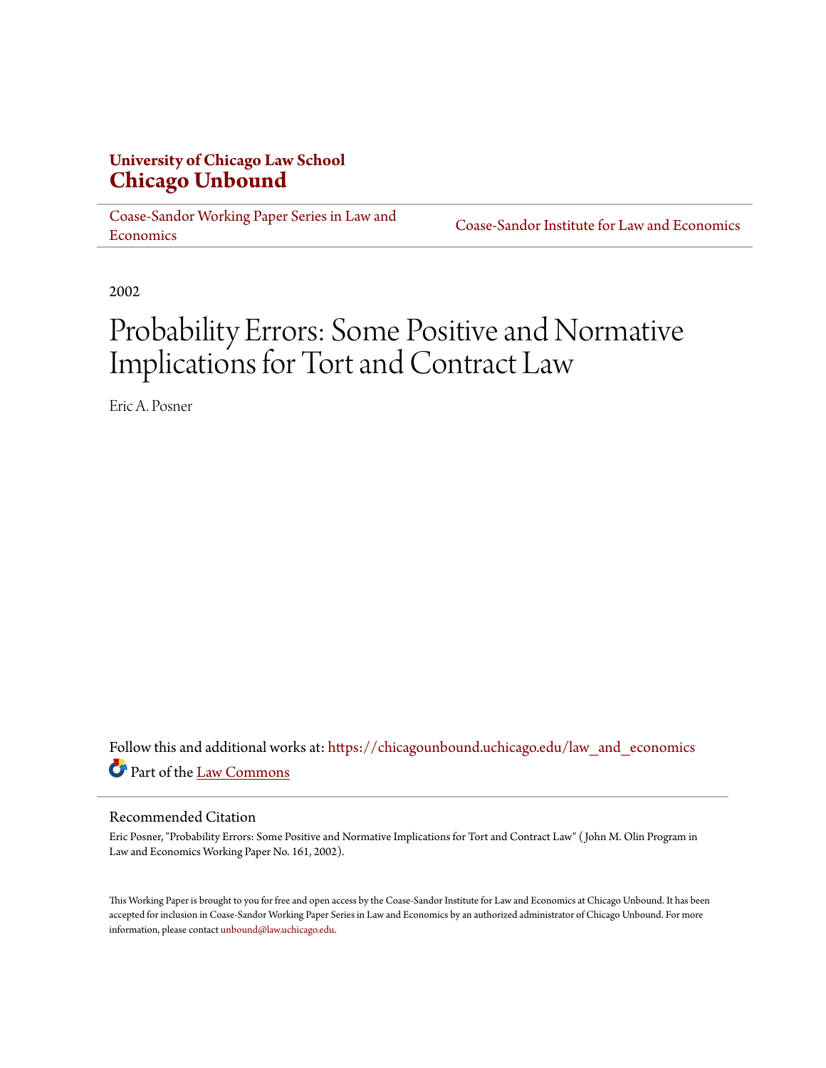**University of Chicago Law School**
# Chicago Unbound

Coase-Sandor Working Paper Series in Law and Economics | Coase-Sandor Institute for Law and Economics

2002

# Probability Errors: Some Positive and Normative Implications for Tort and Contract Law

Eric A. Posner

Follow this and additional works at: https://chicagounbound.uchicago.edu/law_and_economics

Part of the Law Commons

## Recommended Citation

Eric Posner, "Probability Errors: Some Positive and Normative Implications for Tort and Contract Law" ( John M. Olin Program in Law and Economics Working Paper No. 161, 2002).

This Working Paper is brought to you for free and open access by the Coase-Sandor Institute for Law and Economics at Chicago Unbound. It has been accepted for inclusion in Coase-Sandor Working Paper Series in Law and Economics by an authorized administrator of Chicago Unbound. For more information, please contact unbound@law.uchicago.edu.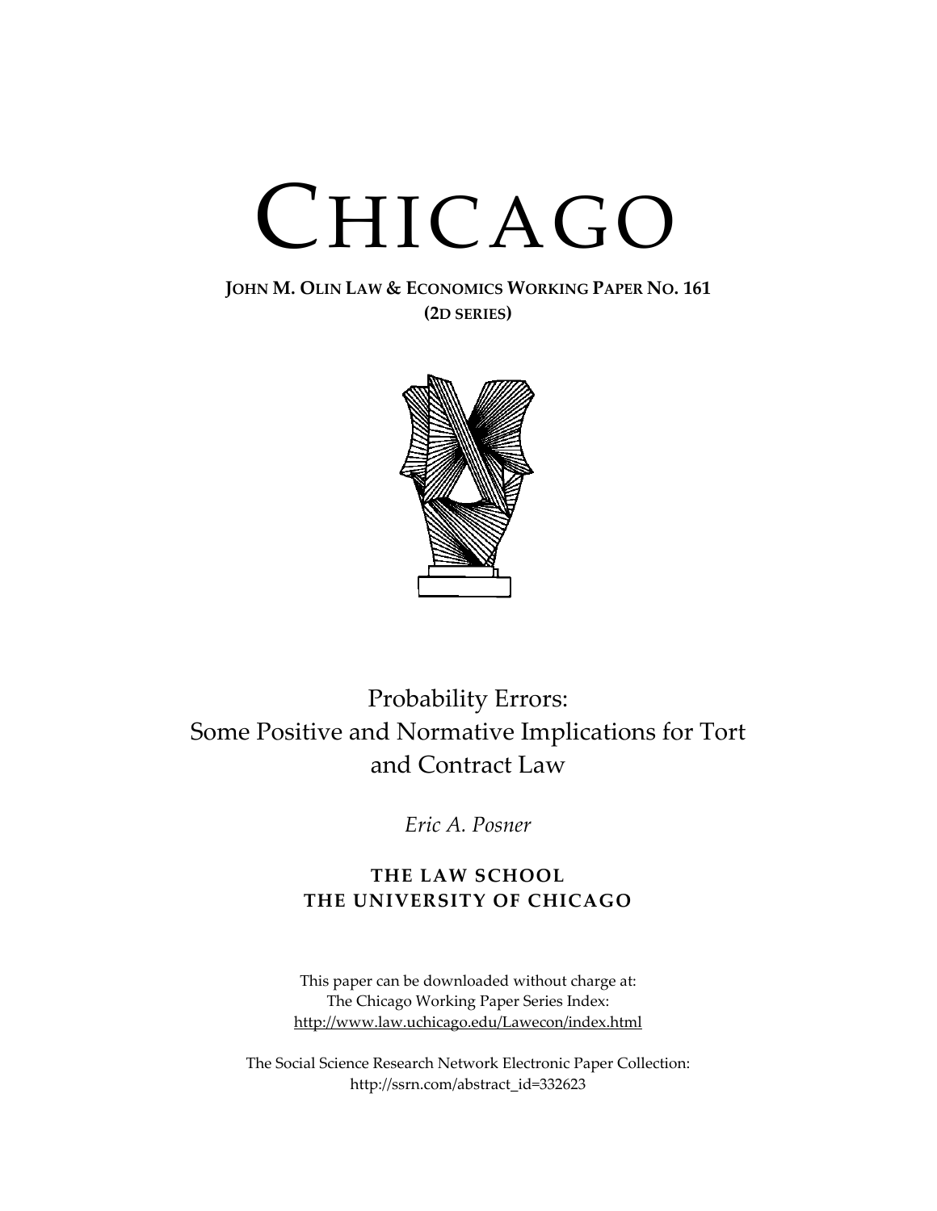# CHICAGO

**JOHN M. OLIN LAW & ECONOMICS WORKING PAPER NO. 161**
**(2D SERIES)**

Probability Errors:
Some Positive and Normative Implications for Tort and Contract Law

*Eric A. Posner*

**THE LAW SCHOOL**
**THE UNIVERSITY OF CHICAGO**

This paper can be downloaded without charge at:
The Chicago Working Paper Series Index:
http://www.law.uchicago.edu/Lawecon/index.html

The Social Science Research Network Electronic Paper Collection:
http://ssrn.com/abstract_id=332623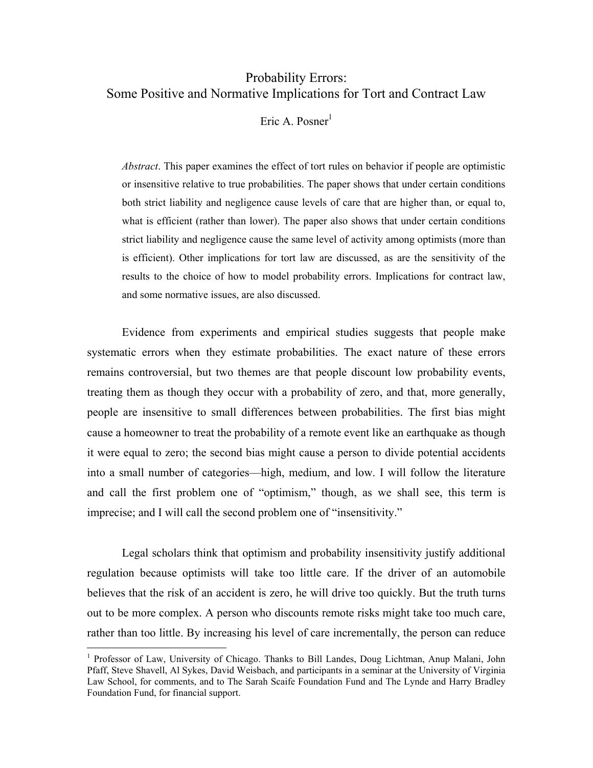# Probability Errors:
## Some Positive and Normative Implications for Tort and Contract Law

Eric A. Posner[1]

> *Abstract*. This paper examines the effect of tort rules on behavior if people are optimistic or insensitive relative to true probabilities. The paper shows that under certain conditions both strict liability and negligence cause levels of care that are higher than, or equal to, what is efficient (rather than lower). The paper also shows that under certain conditions strict liability and negligence cause the same level of activity among optimists (more than is efficient). Other implications for tort law are discussed, as are the sensitivity of the results to the choice of how to model probability errors. Implications for contract law, and some normative issues, are also discussed.

Evidence from experiments and empirical studies suggests that people make systematic errors when they estimate probabilities. The exact nature of these errors remains controversial, but two themes are that people discount low probability events, treating them as though they occur with a probability of zero, and that, more generally, people are insensitive to small differences between probabilities. The first bias might cause a homeowner to treat the probability of a remote event like an earthquake as though it were equal to zero; the second bias might cause a person to divide potential accidents into a small number of categories—high, medium, and low. I will follow the literature and call the first problem one of "optimism," though, as we shall see, this term is imprecise; and I will call the second problem one of "insensitivity."

Legal scholars think that optimism and probability insensitivity justify additional regulation because optimists will take too little care. If the driver of an automobile believes that the risk of an accident is zero, he will drive too quickly. But the truth turns out to be more complex. A person who discounts remote risks might take too much care, rather than too little. By increasing his level of care incrementally, the person can reduce

[1] Professor of Law, University of Chicago. Thanks to Bill Landes, Doug Lichtman, Anup Malani, John Pfaff, Steve Shavell, Al Sykes, David Weisbach, and participants in a seminar at the University of Virginia Law School, for comments, and to The Sarah Scaife Foundation Fund and The Lynde and Harry Bradley Foundation Fund, for financial support.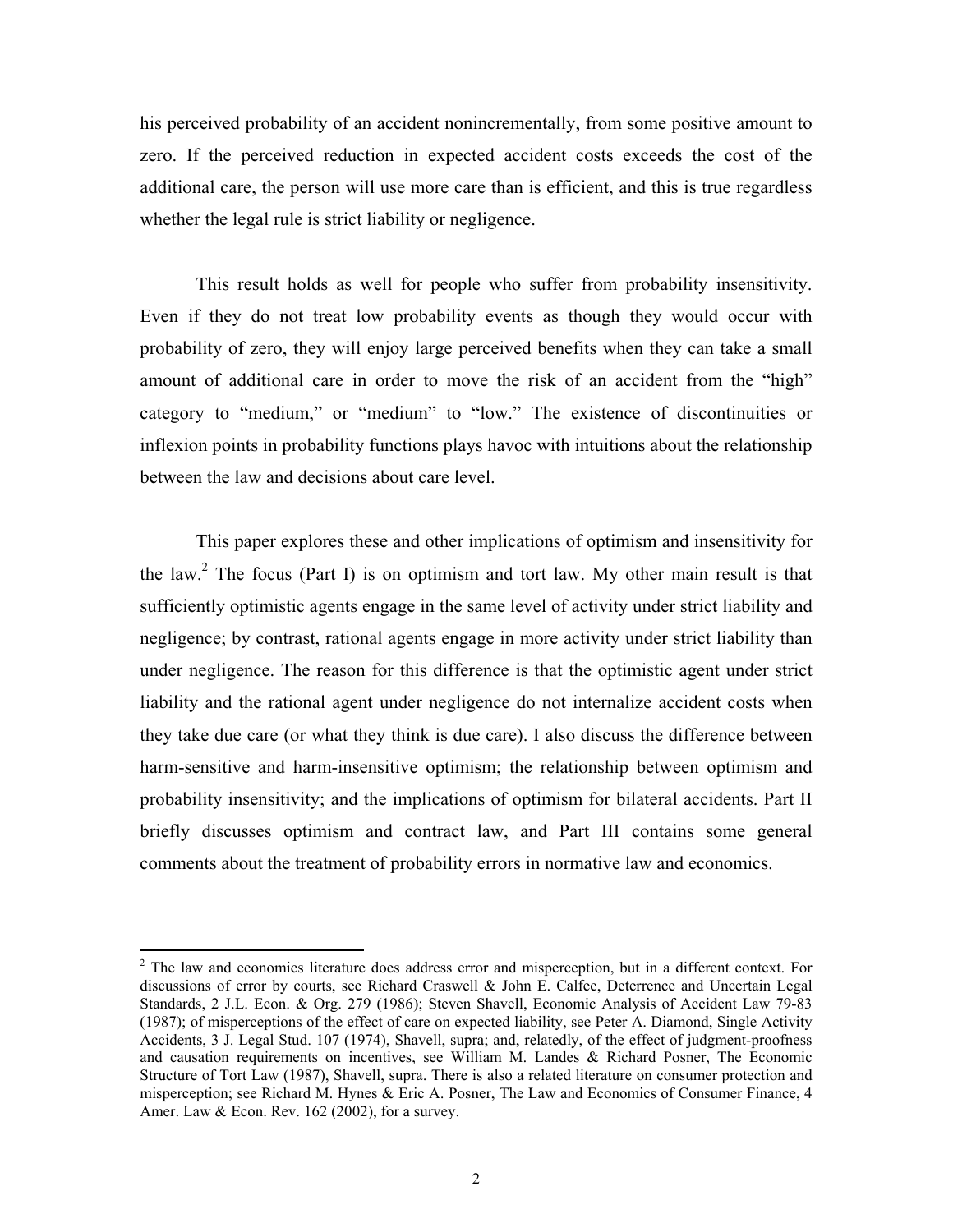his perceived probability of an accident nonincrementally, from some positive amount to zero. If the perceived reduction in expected accident costs exceeds the cost of the additional care, the person will use more care than is efficient, and this is true regardless whether the legal rule is strict liability or negligence.

This result holds as well for people who suffer from probability insensitivity. Even if they do not treat low probability events as though they would occur with probability of zero, they will enjoy large perceived benefits when they can take a small amount of additional care in order to move the risk of an accident from the "high" category to "medium," or "medium" to "low." The existence of discontinuities or inflexion points in probability functions plays havoc with intuitions about the relationship between the law and decisions about care level.

This paper explores these and other implications of optimism and insensitivity for the law.[2] The focus (Part I) is on optimism and tort law. My other main result is that sufficiently optimistic agents engage in the same level of activity under strict liability and negligence; by contrast, rational agents engage in more activity under strict liability than under negligence. The reason for this difference is that the optimistic agent under strict liability and the rational agent under negligence do not internalize accident costs when they take due care (or what they think is due care). I also discuss the difference between harm-sensitive and harm-insensitive optimism; the relationship between optimism and probability insensitivity; and the implications of optimism for bilateral accidents. Part II briefly discusses optimism and contract law, and Part III contains some general comments about the treatment of probability errors in normative law and economics.

[2] The law and economics literature does address error and misperception, but in a different context. For discussions of error by courts, see Richard Craswell & John E. Calfee, Deterrence and Uncertain Legal Standards, 2 J.L. Econ. & Org. 279 (1986); Steven Shavell, Economic Analysis of Accident Law 79-83 (1987); of misperceptions of the effect of care on expected liability, see Peter A. Diamond, Single Activity Accidents, 3 J. Legal Stud. 107 (1974), Shavell, supra; and, relatedly, of the effect of judgment-proofness and causation requirements on incentives, see William M. Landes & Richard Posner, The Economic Structure of Tort Law (1987), Shavell, supra. There is also a related literature on consumer protection and misperception; see Richard M. Hynes & Eric A. Posner, The Law and Economics of Consumer Finance, 4 Amer. Law & Econ. Rev. 162 (2002), for a survey.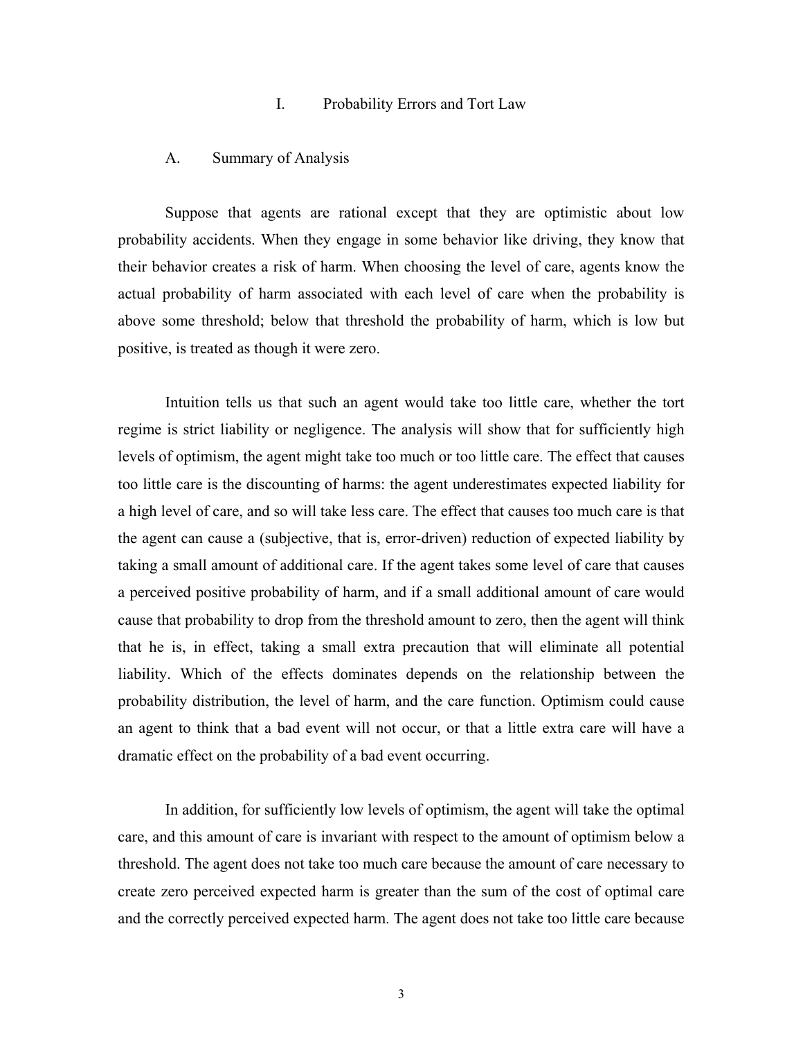# I. Probability Errors and Tort Law

## A. Summary of Analysis

Suppose that agents are rational except that they are optimistic about low probability accidents. When they engage in some behavior like driving, they know that their behavior creates a risk of harm. When choosing the level of care, agents know the actual probability of harm associated with each level of care when the probability is above some threshold; below that threshold the probability of harm, which is low but positive, is treated as though it were zero.

Intuition tells us that such an agent would take too little care, whether the tort regime is strict liability or negligence. The analysis will show that for sufficiently high levels of optimism, the agent might take too much or too little care. The effect that causes too little care is the discounting of harms: the agent underestimates expected liability for a high level of care, and so will take less care. The effect that causes too much care is that the agent can cause a (subjective, that is, error-driven) reduction of expected liability by taking a small amount of additional care. If the agent takes some level of care that causes a perceived positive probability of harm, and if a small additional amount of care would cause that probability to drop from the threshold amount to zero, then the agent will think that he is, in effect, taking a small extra precaution that will eliminate all potential liability. Which of the effects dominates depends on the relationship between the probability distribution, the level of harm, and the care function. Optimism could cause an agent to think that a bad event will not occur, or that a little extra care will have a dramatic effect on the probability of a bad event occurring.

In addition, for sufficiently low levels of optimism, the agent will take the optimal care, and this amount of care is invariant with respect to the amount of optimism below a threshold. The agent does not take too much care because the amount of care necessary to create zero perceived expected harm is greater than the sum of the cost of optimal care and the correctly perceived expected harm. The agent does not take too little care because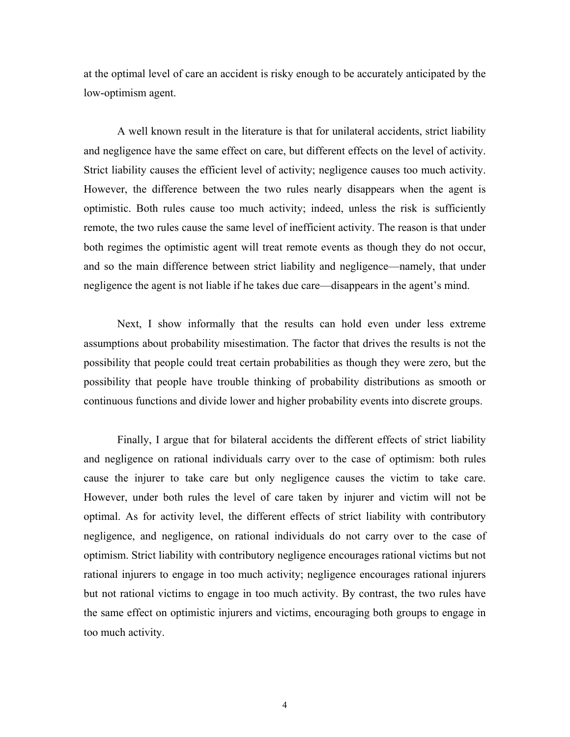at the optimal level of care an accident is risky enough to be accurately anticipated by the low-optimism agent.

A well known result in the literature is that for unilateral accidents, strict liability and negligence have the same effect on care, but different effects on the level of activity. Strict liability causes the efficient level of activity; negligence causes too much activity. However, the difference between the two rules nearly disappears when the agent is optimistic. Both rules cause too much activity; indeed, unless the risk is sufficiently remote, the two rules cause the same level of inefficient activity. The reason is that under both regimes the optimistic agent will treat remote events as though they do not occur, and so the main difference between strict liability and negligence—namely, that under negligence the agent is not liable if he takes due care—disappears in the agent's mind.

Next, I show informally that the results can hold even under less extreme assumptions about probability misestimation. The factor that drives the results is not the possibility that people could treat certain probabilities as though they were zero, but the possibility that people have trouble thinking of probability distributions as smooth or continuous functions and divide lower and higher probability events into discrete groups.

Finally, I argue that for bilateral accidents the different effects of strict liability and negligence on rational individuals carry over to the case of optimism: both rules cause the injurer to take care but only negligence causes the victim to take care. However, under both rules the level of care taken by injurer and victim will not be optimal. As for activity level, the different effects of strict liability with contributory negligence, and negligence, on rational individuals do not carry over to the case of optimism. Strict liability with contributory negligence encourages rational victims but not rational injurers to engage in too much activity; negligence encourages rational injurers but not rational victims to engage in too much activity. By contrast, the two rules have the same effect on optimistic injurers and victims, encouraging both groups to engage in too much activity.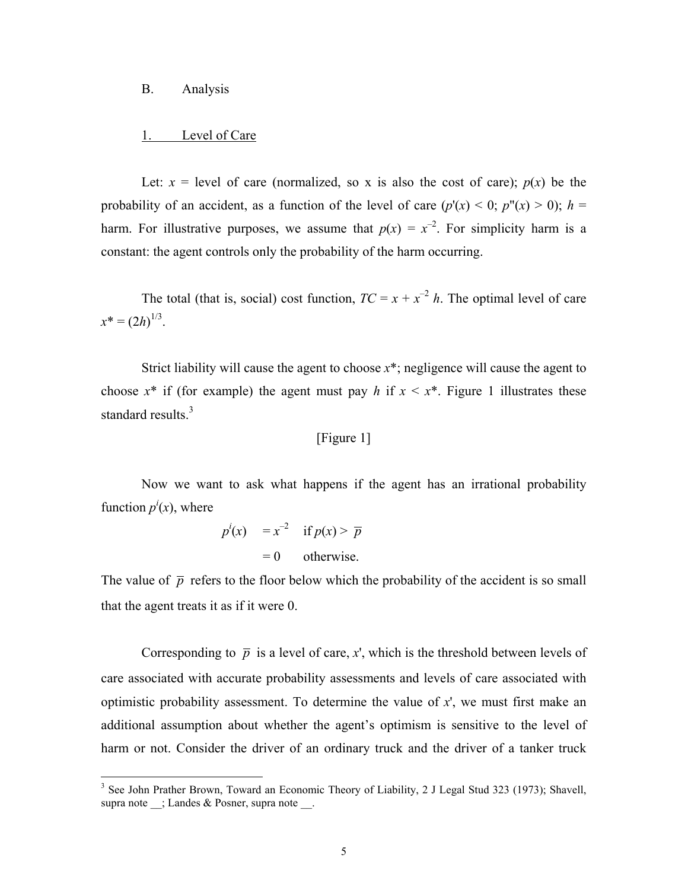### B. Analysis

#### 1. Level of Care

Let: $x$ = level of care (normalized, so x is also the cost of care); $p(x)$ be the probability of an accident, as a function of the level of care ($p'(x) < 0$; $p''(x) > 0$); $h$ = harm. For illustrative purposes, we assume that $p(x) = x^{-2}$. For simplicity harm is a constant: the agent controls only the probability of the harm occurring.

The total (that is, social) cost function, $TC = x + x^{-2}\,h$. The optimal level of care $x^* = (2h)^{1/3}$.

Strict liability will cause the agent to choose $x^*$; negligence will cause the agent to choose $x^*$ if (for example) the agent must pay $h$ if $x < x^*$. Figure 1 illustrates these standard results.[3]

[Figure 1]

Now we want to ask what happens if the agent has an irrational probability function $p^i(x)$, where

$$
\begin{aligned}
p^i(x) &= x^{-2} \quad \text{if } p(x) > \overline{p} \\
&= 0 \quad \text{otherwise.}
\end{aligned}
$$

The value of $\overline{p}$ refers to the floor below which the probability of the accident is so small that the agent treats it as if it were 0.

Corresponding to $\overline{p}$ is a level of care, $x'$, which is the threshold between levels of care associated with accurate probability assessments and levels of care associated with optimistic probability assessment. To determine the value of $x'$, we must first make an additional assumption about whether the agent's optimism is sensitive to the level of harm or not. Consider the driver of an ordinary truck and the driver of a tanker truck

---

[3] See John Prather Brown, Toward an Economic Theory of Liability, 2 J Legal Stud 323 (1973); Shavell, supra note __; Landes & Posner, supra note __.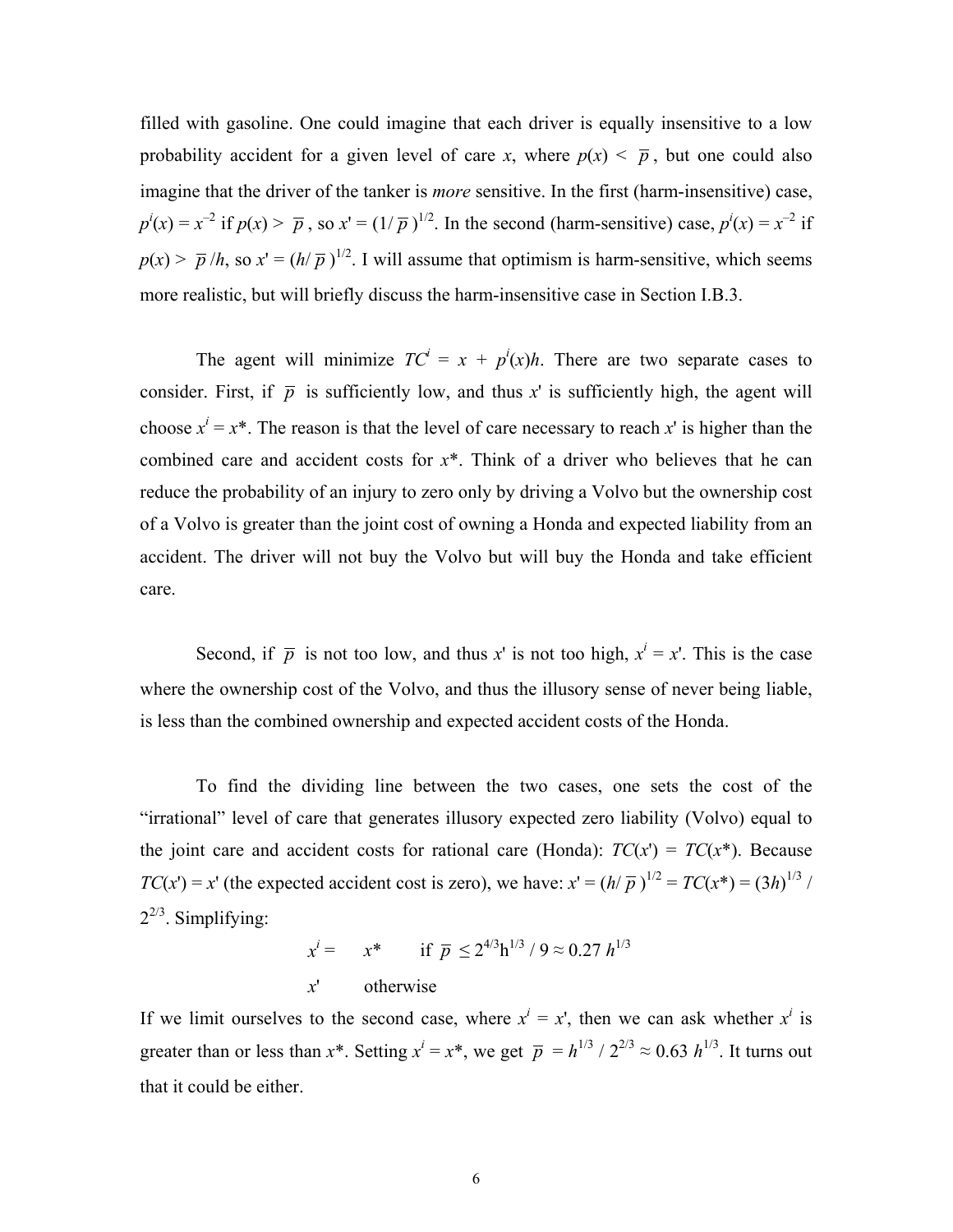filled with gasoline. One could imagine that each driver is equally insensitive to a low probability accident for a given level of care $x$, where $p(x) < \bar{p}$, but one could also imagine that the driver of the tanker is *more* sensitive. In the first (harm-insensitive) case, $p^i(x) = x^{-2}$ if $p(x) > \bar{p}$, so $x' = (1/\bar{p})^{1/2}$. In the second (harm-sensitive) case, $p^i(x) = x^{-2}$ if $p(x) > \bar{p}/h$, so $x' = (h/\bar{p})^{1/2}$. I will assume that optimism is harm-sensitive, which seems more realistic, but will briefly discuss the harm-insensitive case in Section I.B.3.

The agent will minimize $TC^i = x + p^i(x)h$. There are two separate cases to consider. First, if $\bar{p}$ is sufficiently low, and thus $x'$ is sufficiently high, the agent will choose $x^i = x^*$. The reason is that the level of care necessary to reach $x'$ is higher than the combined care and accident costs for $x^*$. Think of a driver who believes that he can reduce the probability of an injury to zero only by driving a Volvo but the ownership cost of a Volvo is greater than the joint cost of owning a Honda and expected liability from an accident. The driver will not buy the Volvo but will buy the Honda and take efficient care.

Second, if $\bar{p}$ is not too low, and thus $x'$ is not too high, $x^i = x'$. This is the case where the ownership cost of the Volvo, and thus the illusory sense of never being liable, is less than the combined ownership and expected accident costs of the Honda.

To find the dividing line between the two cases, one sets the cost of the "irrational" level of care that generates illusory expected zero liability (Volvo) equal to the joint care and accident costs for rational care (Honda): $TC(x') = TC(x^*)$. Because $TC(x') = x'$ (the expected accident cost is zero), we have: $x' = (h/\bar{p})^{1/2} = TC(x^*) = (3h)^{1/3} / 2^{2/3}$. Simplifying:

$$x^i = \begin{cases} x^* & \text{if } \bar{p} \leq 2^{4/3}h^{1/3} / 9 \approx 0.27\, h^{1/3} \\ x' & \text{otherwise} \end{cases}$$

If we limit ourselves to the second case, where $x^i = x'$, then we can ask whether $x^i$ is greater than or less than $x^*$. Setting $x^i = x^*$, we get $\bar{p} = h^{1/3} / 2^{2/3} \approx 0.63\, h^{1/3}$. It turns out that it could be either.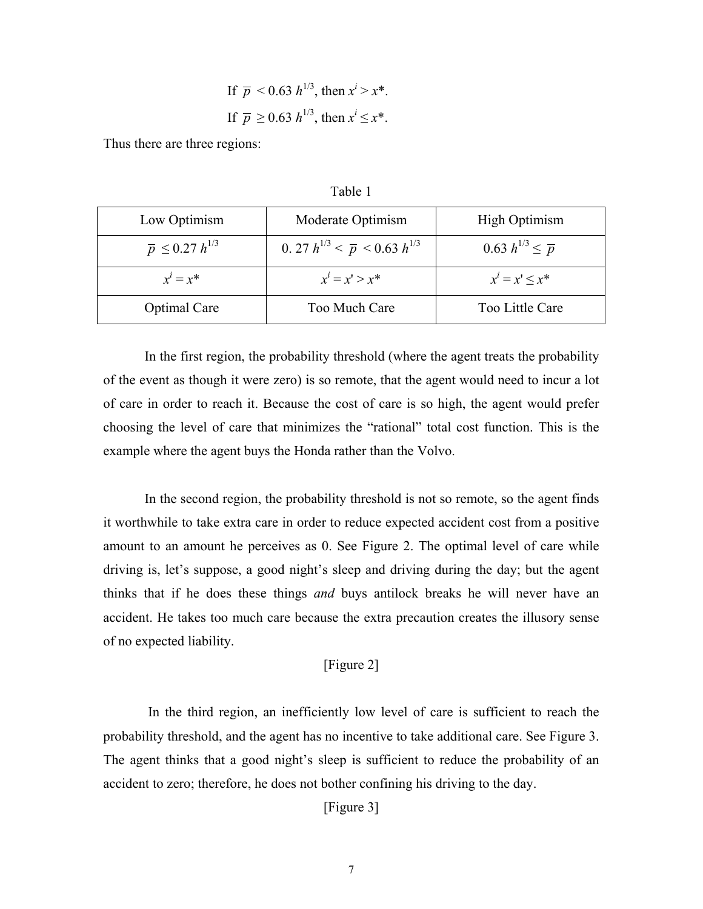If $\overline{p} < 0.63\ h^{1/3}$, then $x^i > x^*$.

If $\overline{p} \geq 0.63\ h^{1/3}$, then $x^i \leq x^*$.

Thus there are three regions:

Table 1

| Low Optimism | Moderate Optimism | High Optimism |
|---|---|---|
| $\overline{p} \leq 0.27\ h^{1/3}$ | $0.27\ h^{1/3} < \overline{p} < 0.63\ h^{1/3}$ | $0.63\ h^{1/3} \leq \overline{p}$ |
| $x^i = x^*$ | $x^i = x' > x^*$ | $x^i = x' \leq x^*$ |
| Optimal Care | Too Much Care | Too Little Care |

In the first region, the probability threshold (where the agent treats the probability of the event as though it were zero) is so remote, that the agent would need to incur a lot of care in order to reach it. Because the cost of care is so high, the agent would prefer choosing the level of care that minimizes the "rational" total cost function. This is the example where the agent buys the Honda rather than the Volvo.

In the second region, the probability threshold is not so remote, so the agent finds it worthwhile to take extra care in order to reduce expected accident cost from a positive amount to an amount he perceives as 0. See Figure 2. The optimal level of care while driving is, let's suppose, a good night's sleep and driving during the day; but the agent thinks that if he does these things *and* buys antilock breaks he will never have an accident. He takes too much care because the extra precaution creates the illusory sense of no expected liability.

[Figure 2]

In the third region, an inefficiently low level of care is sufficient to reach the probability threshold, and the agent has no incentive to take additional care. See Figure 3. The agent thinks that a good night's sleep is sufficient to reduce the probability of an accident to zero; therefore, he does not bother confining his driving to the day.

[Figure 3]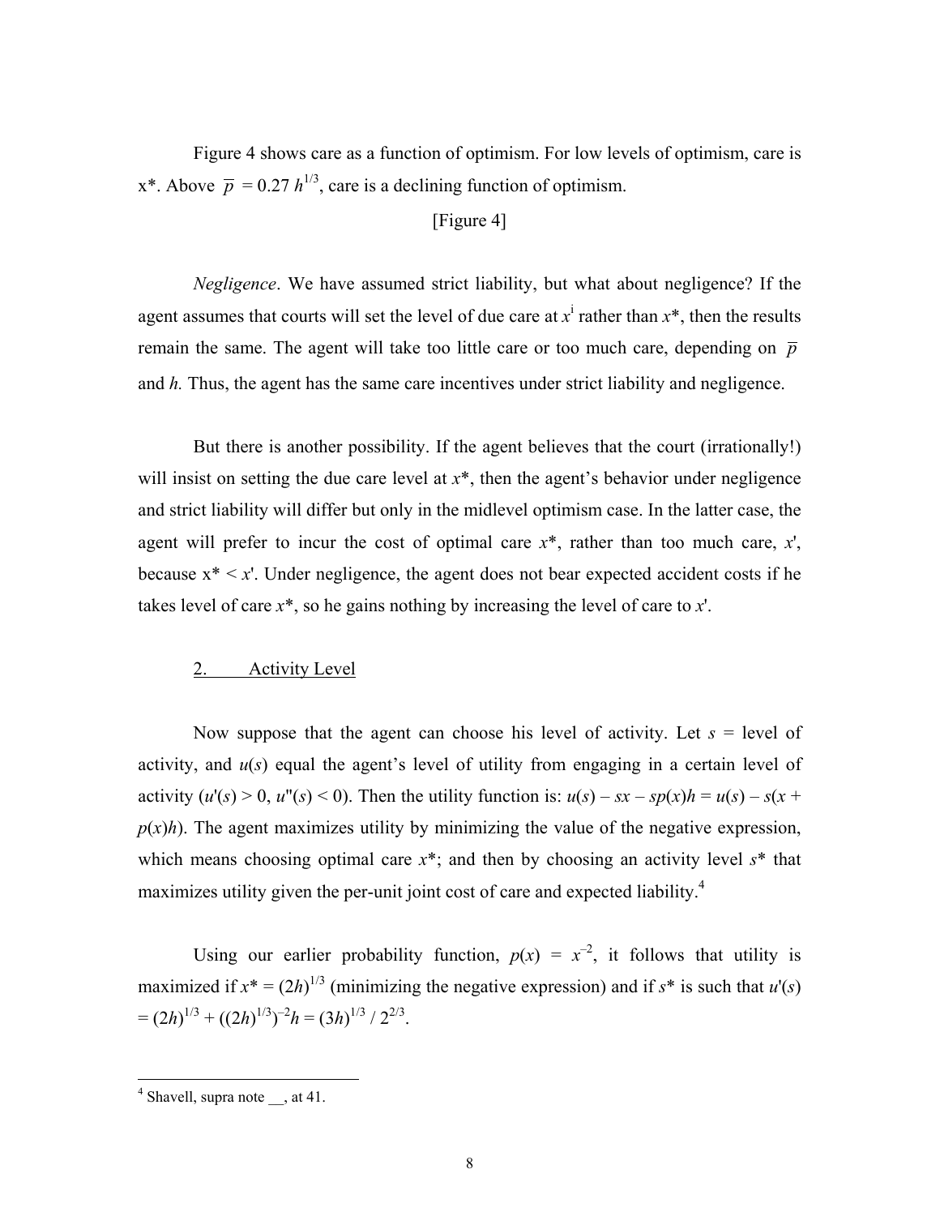Figure 4 shows care as a function of optimism. For low levels of optimism, care is x*. Above $\overline{p} = 0.27\, h^{1/3}$, care is a declining function of optimism.

[Figure 4]

*Negligence*. We have assumed strict liability, but what about negligence? If the agent assumes that courts will set the level of due care at $x^i$ rather than $x^*$, then the results remain the same. The agent will take too little care or too much care, depending on $\overline{p}$ and *h.* Thus, the agent has the same care incentives under strict liability and negligence.

But there is another possibility. If the agent believes that the court (irrationally!) will insist on setting the due care level at $x^*$, then the agent's behavior under negligence and strict liability will differ but only in the midlevel optimism case. In the latter case, the agent will prefer to incur the cost of optimal care $x^*$, rather than too much care, $x'$, because $x^* < x'$. Under negligence, the agent does not bear expected accident costs if he takes level of care $x^*$, so he gains nothing by increasing the level of care to $x'$.

## 2. Activity Level

Now suppose that the agent can choose his level of activity. Let $s$ = level of activity, and $u(s)$ equal the agent's level of utility from engaging in a certain level of activity ($u'(s) > 0$, $u''(s) < 0$). Then the utility function is: $u(s) - sx - sp(x)h = u(s) - s(x + p(x)h)$. The agent maximizes utility by minimizing the value of the negative expression, which means choosing optimal care $x^*$; and then by choosing an activity level $s^*$ that maximizes utility given the per-unit joint cost of care and expected liability.[4]

Using our earlier probability function, $p(x) = x^{-2}$, it follows that utility is maximized if $x^* = (2h)^{1/3}$ (minimizing the negative expression) and if $s^*$ is such that $u'(s) = (2h)^{1/3} + ((2h)^{1/3})^{-2}h = (3h)^{1/3} / 2^{2/3}$.

---

[4] Shavell, supra note __, at 41.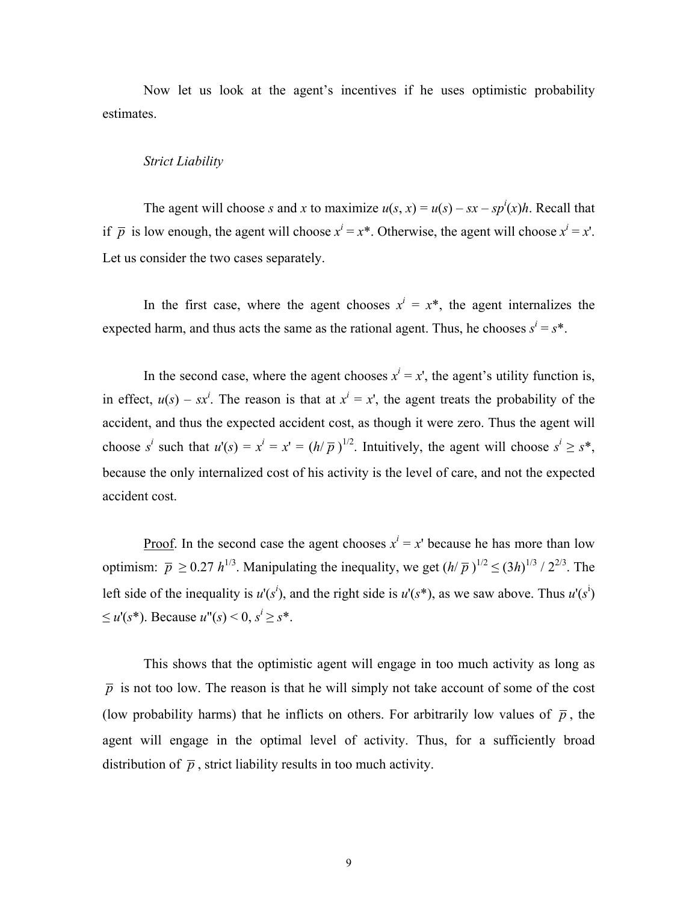Now let us look at the agent's incentives if he uses optimistic probability estimates.

*Strict Liability*

The agent will choose $s$ and $x$ to maximize $u(s, x) = u(s) - sx - sp^i(x)h$. Recall that if $\overline{p}$ is low enough, the agent will choose $x^i = x^*$. Otherwise, the agent will choose $x^i = x'$. Let us consider the two cases separately.

In the first case, where the agent chooses $x^i = x^*$, the agent internalizes the expected harm, and thus acts the same as the rational agent. Thus, he chooses $s^i = s^*$.

In the second case, where the agent chooses $x^i = x'$, the agent's utility function is, in effect, $u(s) - sx^i$. The reason is that at $x^i = x'$, the agent treats the probability of the accident, and thus the expected accident cost, as though it were zero. Thus the agent will choose $s^i$ such that $u'(s) = x^i = x' = (h/\overline{p})^{1/2}$. Intuitively, the agent will choose $s^i \geq s^*$, because the only internalized cost of his activity is the level of care, and not the expected accident cost.

Proof. In the second case the agent chooses $x^i = x'$ because he has more than low optimism: $\overline{p} \geq 0.27\, h^{1/3}$. Manipulating the inequality, we get $(h/\overline{p})^{1/2} \leq (3h)^{1/3} / 2^{2/3}$. The left side of the inequality is $u'(s^i)$, and the right side is $u'(s^*)$, as we saw above. Thus $u'(s^i) \leq u'(s^*)$. Because $u''(s) < 0$, $s^i \geq s^*$.

This shows that the optimistic agent will engage in too much activity as long as $\overline{p}$ is not too low. The reason is that he will simply not take account of some of the cost (low probability harms) that he inflicts on others. For arbitrarily low values of $\overline{p}$, the agent will engage in the optimal level of activity. Thus, for a sufficiently broad distribution of $\overline{p}$, strict liability results in too much activity.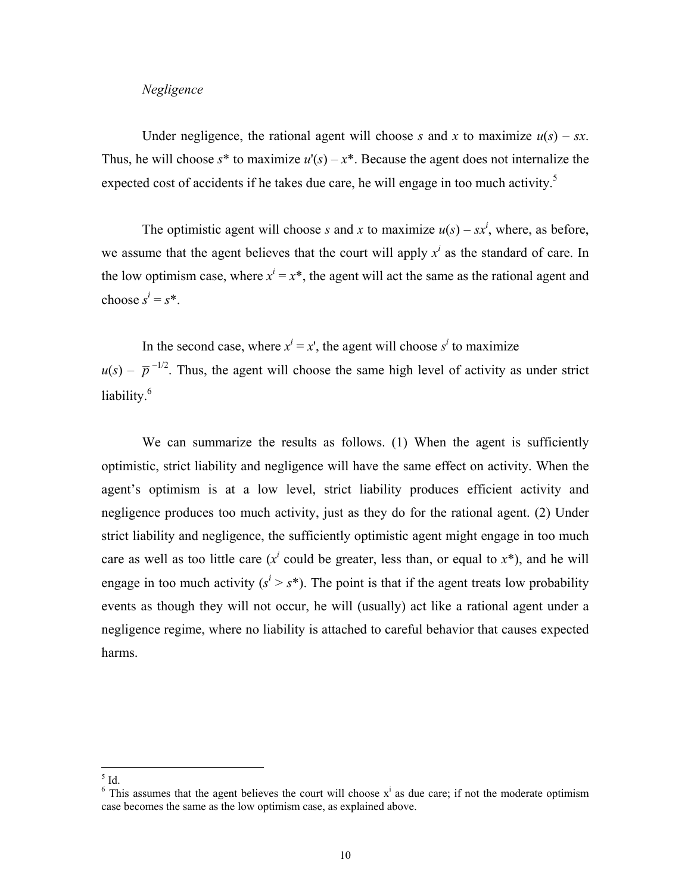*Negligence*

Under negligence, the rational agent will choose $s$ and $x$ to maximize $u(s) - sx$. Thus, he will choose $s^*$ to maximize $u'(s) - x^*$. Because the agent does not internalize the expected cost of accidents if he takes due care, he will engage in too much activity.[5]

The optimistic agent will choose $s$ and $x$ to maximize $u(s) - sx^i$, where, as before, we assume that the agent believes that the court will apply $x^i$ as the standard of care. In the low optimism case, where $x^i = x^*$, the agent will act the same as the rational agent and choose $s^i = s^*$.

In the second case, where $x^i = x'$, the agent will choose $s^i$ to maximize $u(s) - \overline{p}^{-1/2}$. Thus, the agent will choose the same high level of activity as under strict liability.[6]

We can summarize the results as follows. (1) When the agent is sufficiently optimistic, strict liability and negligence will have the same effect on activity. When the agent's optimism is at a low level, strict liability produces efficient activity and negligence produces too much activity, just as they do for the rational agent. (2) Under strict liability and negligence, the sufficiently optimistic agent might engage in too much care as well as too little care ($x^i$ could be greater, less than, or equal to $x^*$), and he will engage in too much activity ($s^i > s^*$). The point is that if the agent treats low probability events as though they will not occur, he will (usually) act like a rational agent under a negligence regime, where no liability is attached to careful behavior that causes expected harms.

---

[5] Id.

[6] This assumes that the agent believes the court will choose $x^i$ as due care; if not the moderate optimism case becomes the same as the low optimism case, as explained above.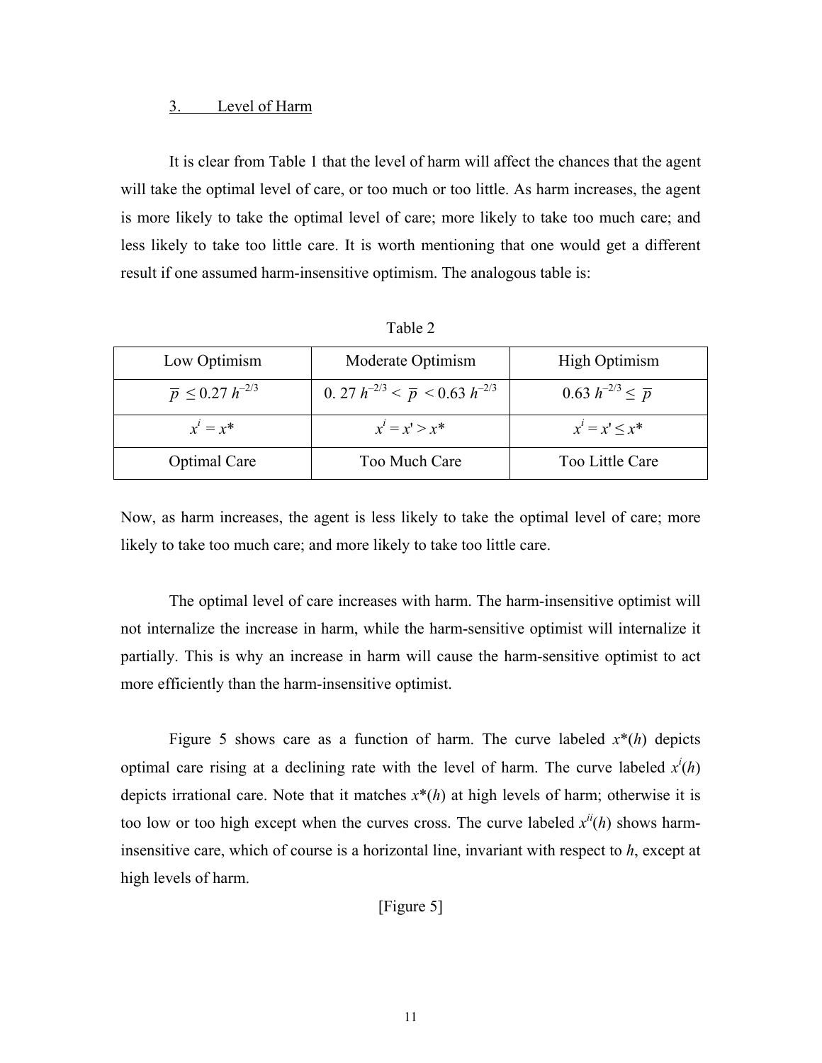### 3. Level of Harm

It is clear from Table 1 that the level of harm will affect the chances that the agent will take the optimal level of care, or too much or too little. As harm increases, the agent is more likely to take the optimal level of care; more likely to take too much care; and less likely to take too little care. It is worth mentioning that one would get a different result if one assumed harm-insensitive optimism. The analogous table is:

Table 2

| Low Optimism | Moderate Optimism | High Optimism |
|---|---|---|
| $\overline{p} \leq 0.27\, h^{-2/3}$ | $0.27\, h^{-2/3} < \overline{p} < 0.63\, h^{-2/3}$ | $0.63\, h^{-2/3} \leq \overline{p}$ |
| $x^i = x^*$ | $x^i = x' > x^*$ | $x^i = x' \leq x^*$ |
| Optimal Care | Too Much Care | Too Little Care |

Now, as harm increases, the agent is less likely to take the optimal level of care; more likely to take too much care; and more likely to take too little care.

The optimal level of care increases with harm. The harm-insensitive optimist will not internalize the increase in harm, while the harm-sensitive optimist will internalize it partially. This is why an increase in harm will cause the harm-sensitive optimist to act more efficiently than the harm-insensitive optimist.

Figure 5 shows care as a function of harm. The curve labeled $x^*(h)$ depicts optimal care rising at a declining rate with the level of harm. The curve labeled $x^i(h)$ depicts irrational care. Note that it matches $x^*(h)$ at high levels of harm; otherwise it is too low or too high except when the curves cross. The curve labeled $x^{ii}(h)$ shows harm-insensitive care, which of course is a horizontal line, invariant with respect to $h$, except at high levels of harm.

[Figure 5]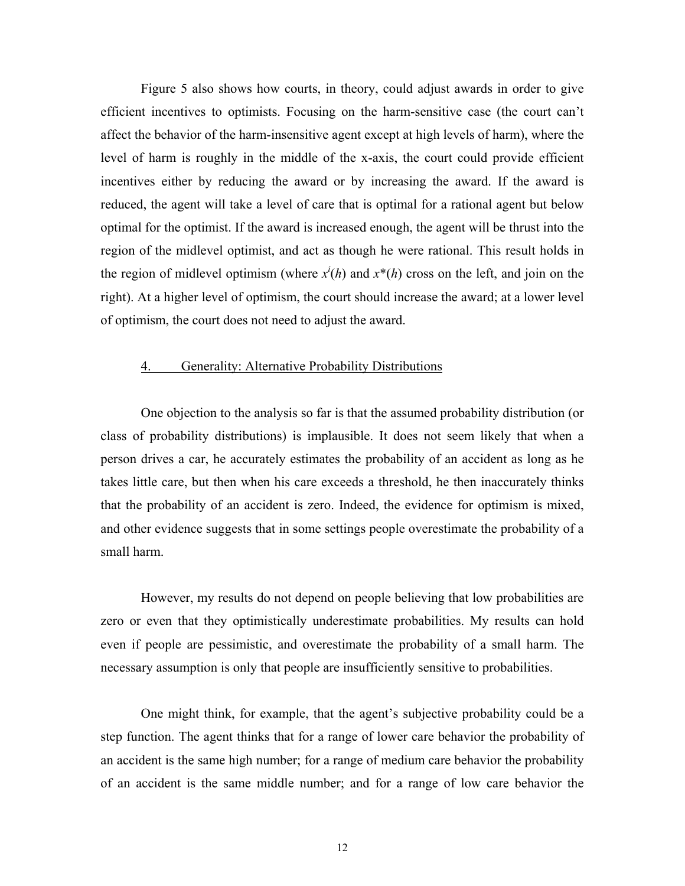Figure 5 also shows how courts, in theory, could adjust awards in order to give efficient incentives to optimists. Focusing on the harm-sensitive case (the court can't affect the behavior of the harm-insensitive agent except at high levels of harm), where the level of harm is roughly in the middle of the x-axis, the court could provide efficient incentives either by reducing the award or by increasing the award. If the award is reduced, the agent will take a level of care that is optimal for a rational agent but below optimal for the optimist. If the award is increased enough, the agent will be thrust into the region of the midlevel optimist, and act as though he were rational. This result holds in the region of midlevel optimism (where $x^i(h)$ and $x^*(h)$ cross on the left, and join on the right). At a higher level of optimism, the court should increase the award; at a lower level of optimism, the court does not need to adjust the award.

## 4. Generality: Alternative Probability Distributions

One objection to the analysis so far is that the assumed probability distribution (or class of probability distributions) is implausible. It does not seem likely that when a person drives a car, he accurately estimates the probability of an accident as long as he takes little care, but then when his care exceeds a threshold, he then inaccurately thinks that the probability of an accident is zero. Indeed, the evidence for optimism is mixed, and other evidence suggests that in some settings people overestimate the probability of a small harm.

However, my results do not depend on people believing that low probabilities are zero or even that they optimistically underestimate probabilities. My results can hold even if people are pessimistic, and overestimate the probability of a small harm. The necessary assumption is only that people are insufficiently sensitive to probabilities.

One might think, for example, that the agent's subjective probability could be a step function. The agent thinks that for a range of lower care behavior the probability of an accident is the same high number; for a range of medium care behavior the probability of an accident is the same middle number; and for a range of low care behavior the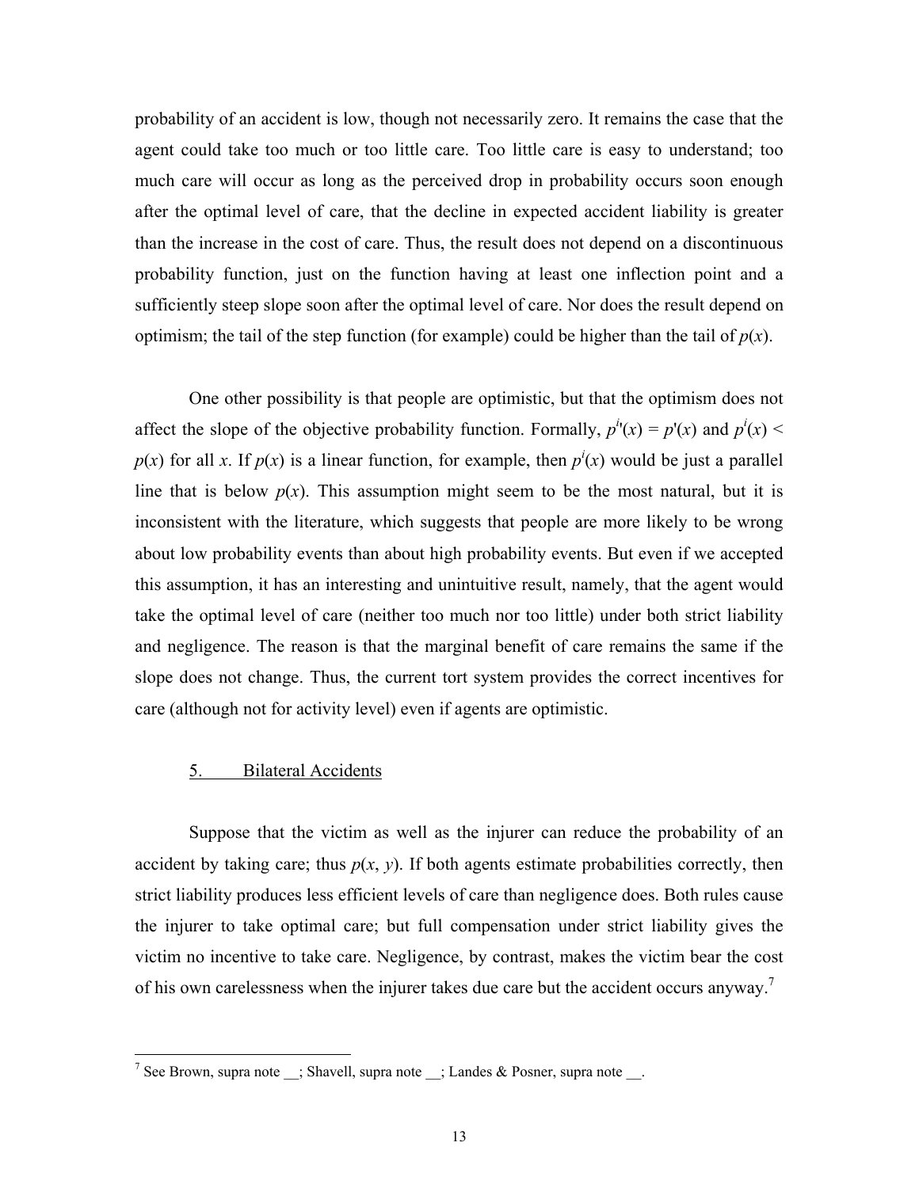probability of an accident is low, though not necessarily zero. It remains the case that the agent could take too much or too little care. Too little care is easy to understand; too much care will occur as long as the perceived drop in probability occurs soon enough after the optimal level of care, that the decline in expected accident liability is greater than the increase in the cost of care. Thus, the result does not depend on a discontinuous probability function, just on the function having at least one inflection point and a sufficiently steep slope soon after the optimal level of care. Nor does the result depend on optimism; the tail of the step function (for example) could be higher than the tail of $p(x)$.

One other possibility is that people are optimistic, but that the optimism does not affect the slope of the objective probability function. Formally, $p^{i\prime}(x) = p'(x)$ and $p^i(x) < p(x)$ for all $x$. If $p(x)$ is a linear function, for example, then $p^i(x)$ would be just a parallel line that is below $p(x)$. This assumption might seem to be the most natural, but it is inconsistent with the literature, which suggests that people are more likely to be wrong about low probability events than about high probability events. But even if we accepted this assumption, it has an interesting and unintuitive result, namely, that the agent would take the optimal level of care (neither too much nor too little) under both strict liability and negligence. The reason is that the marginal benefit of care remains the same if the slope does not change. Thus, the current tort system provides the correct incentives for care (although not for activity level) even if agents are optimistic.

## 5. Bilateral Accidents

Suppose that the victim as well as the injurer can reduce the probability of an accident by taking care; thus $p(x, y)$. If both agents estimate probabilities correctly, then strict liability produces less efficient levels of care than negligence does. Both rules cause the injurer to take optimal care; but full compensation under strict liability gives the victim no incentive to take care. Negligence, by contrast, makes the victim bear the cost of his own carelessness when the injurer takes due care but the accident occurs anyway.[7]

[7] See Brown, supra note __; Shavell, supra note __; Landes & Posner, supra note __.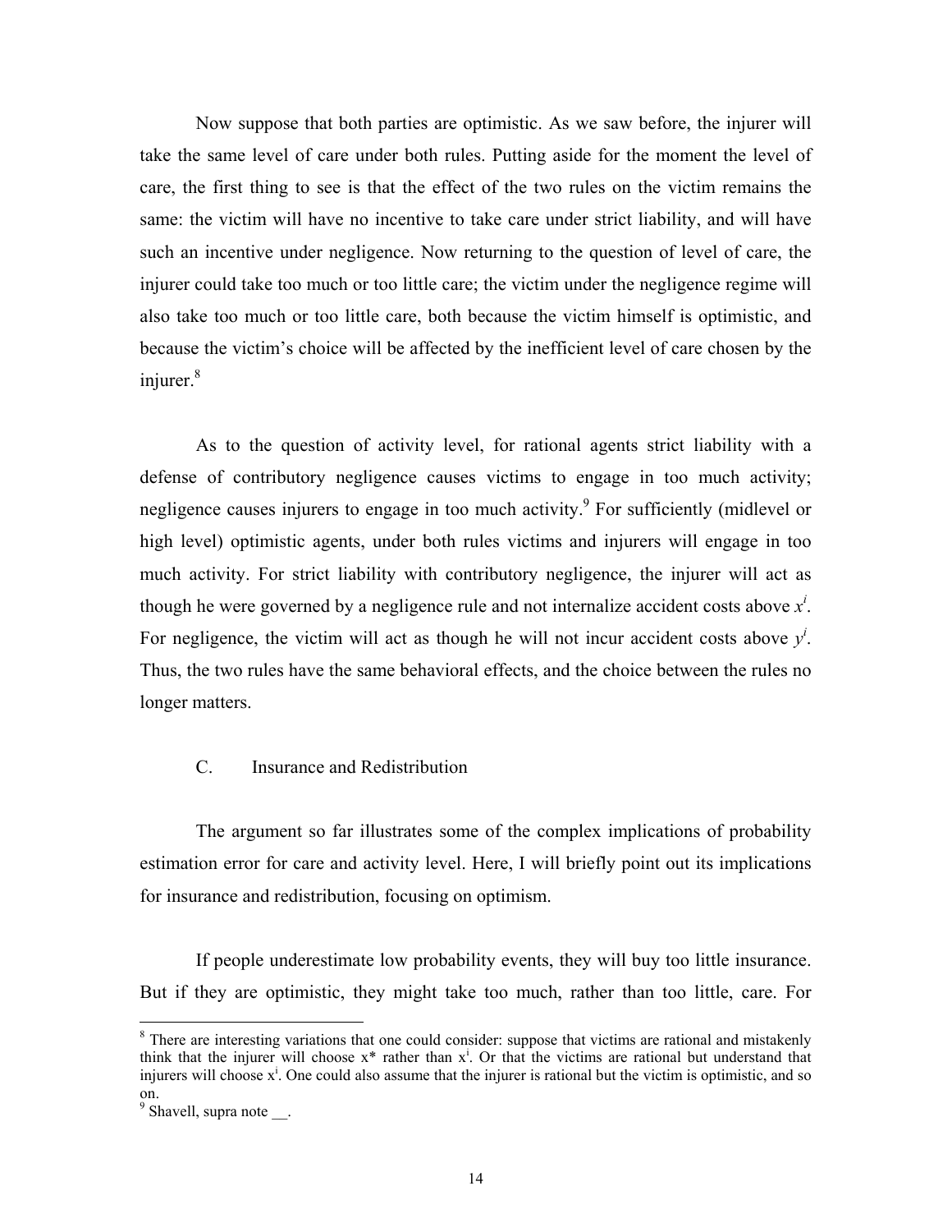Now suppose that both parties are optimistic. As we saw before, the injurer will take the same level of care under both rules. Putting aside for the moment the level of care, the first thing to see is that the effect of the two rules on the victim remains the same: the victim will have no incentive to take care under strict liability, and will have such an incentive under negligence. Now returning to the question of level of care, the injurer could take too much or too little care; the victim under the negligence regime will also take too much or too little care, both because the victim himself is optimistic, and because the victim's choice will be affected by the inefficient level of care chosen by the injurer.[8]

As to the question of activity level, for rational agents strict liability with a defense of contributory negligence causes victims to engage in too much activity; negligence causes injurers to engage in too much activity.[9] For sufficiently (midlevel or high level) optimistic agents, under both rules victims and injurers will engage in too much activity. For strict liability with contributory negligence, the injurer will act as though he were governed by a negligence rule and not internalize accident costs above $x^i$. For negligence, the victim will act as though he will not incur accident costs above $y^i$. Thus, the two rules have the same behavioral effects, and the choice between the rules no longer matters.

## C. Insurance and Redistribution

The argument so far illustrates some of the complex implications of probability estimation error for care and activity level. Here, I will briefly point out its implications for insurance and redistribution, focusing on optimism.

If people underestimate low probability events, they will buy too little insurance. But if they are optimistic, they might take too much, rather than too little, care. For

---

[8] There are interesting variations that one could consider: suppose that victims are rational and mistakenly think that the injurer will choose $x^*$ rather than $x^i$. Or that the victims are rational but understand that injurers will choose $x^i$. One could also assume that the injurer is rational but the victim is optimistic, and so on.

[9] Shavell, supra note __.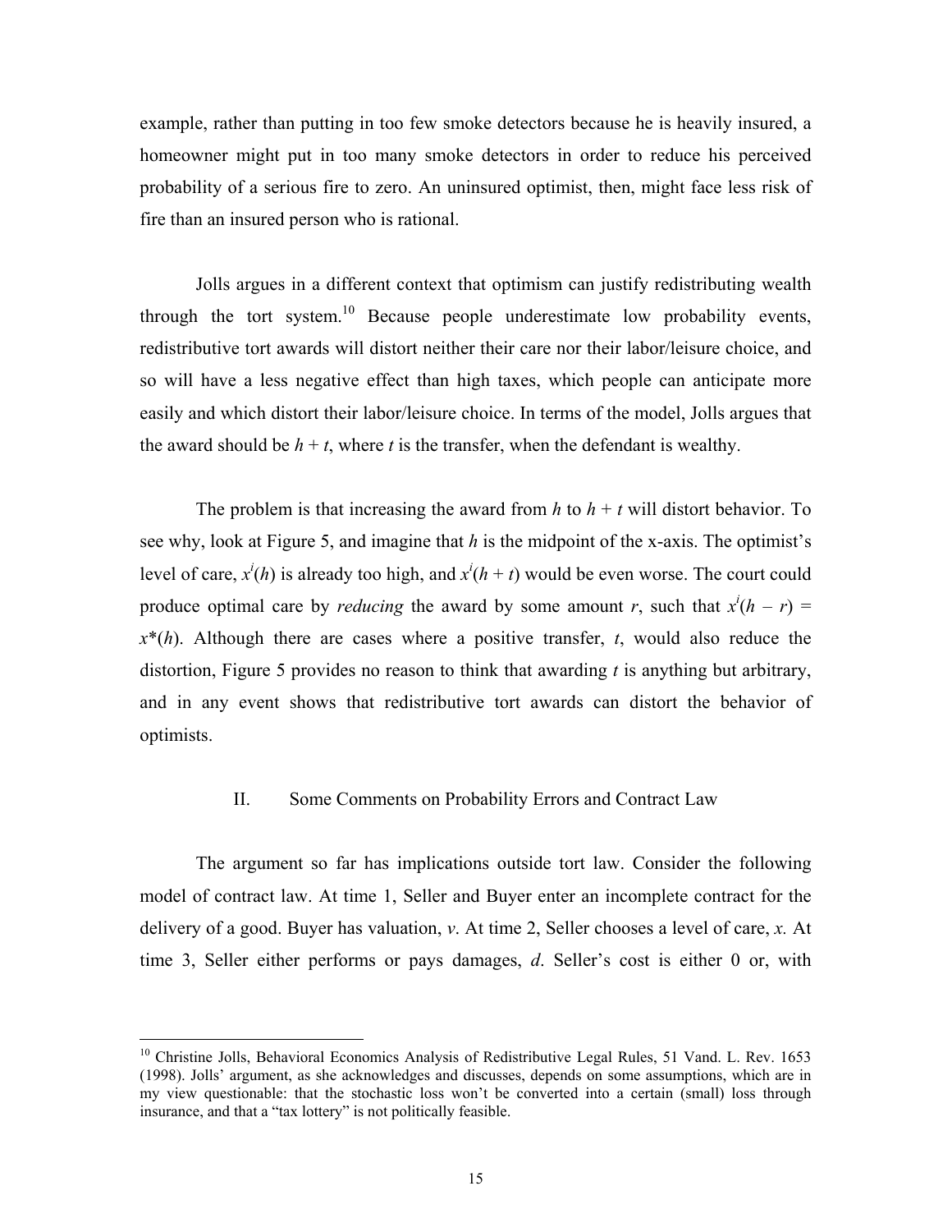example, rather than putting in too few smoke detectors because he is heavily insured, a homeowner might put in too many smoke detectors in order to reduce his perceived probability of a serious fire to zero. An uninsured optimist, then, might face less risk of fire than an insured person who is rational.

Jolls argues in a different context that optimism can justify redistributing wealth through the tort system.[10] Because people underestimate low probability events, redistributive tort awards will distort neither their care nor their labor/leisure choice, and so will have a less negative effect than high taxes, which people can anticipate more easily and which distort their labor/leisure choice. In terms of the model, Jolls argues that the award should be $h + t$, where $t$ is the transfer, when the defendant is wealthy.

The problem is that increasing the award from $h$ to $h + t$ will distort behavior. To see why, look at Figure 5, and imagine that $h$ is the midpoint of the x-axis. The optimist's level of care, $x^i(h)$ is already too high, and $x^i(h + t)$ would be even worse. The court could produce optimal care by *reducing* the award by some amount $r$, such that $x^i(h - r) = x^*(h)$. Although there are cases where a positive transfer, $t$, would also reduce the distortion, Figure 5 provides no reason to think that awarding $t$ is anything but arbitrary, and in any event shows that redistributive tort awards can distort the behavior of optimists.

## II. Some Comments on Probability Errors and Contract Law

The argument so far has implications outside tort law. Consider the following model of contract law. At time 1, Seller and Buyer enter an incomplete contract for the delivery of a good. Buyer has valuation, $v$. At time 2, Seller chooses a level of care, $x$. At time 3, Seller either performs or pays damages, $d$. Seller's cost is either 0 or, with

[10] Christine Jolls, Behavioral Economics Analysis of Redistributive Legal Rules, 51 Vand. L. Rev. 1653 (1998). Jolls' argument, as she acknowledges and discusses, depends on some assumptions, which are in my view questionable: that the stochastic loss won't be converted into a certain (small) loss through insurance, and that a "tax lottery" is not politically feasible.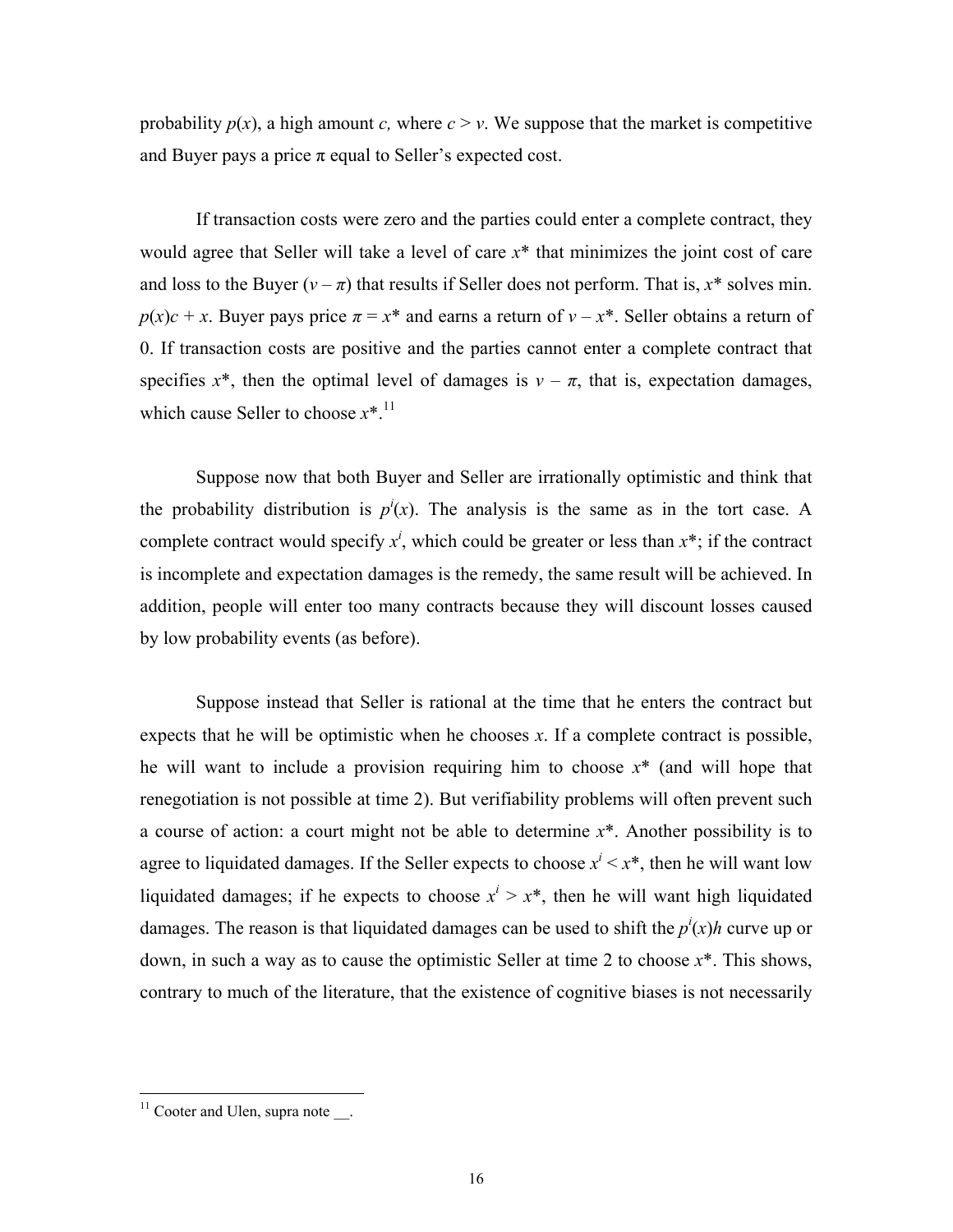probability $p(x)$, a high amount $c$, where $c > v$. We suppose that the market is competitive and Buyer pays a price $\pi$ equal to Seller's expected cost.

If transaction costs were zero and the parties could enter a complete contract, they would agree that Seller will take a level of care $x^*$ that minimizes the joint cost of care and loss to the Buyer ($v - \pi$) that results if Seller does not perform. That is, $x^*$ solves min. $p(x)c + x$. Buyer pays price $\pi = x^*$ and earns a return of $v - x^*$. Seller obtains a return of 0. If transaction costs are positive and the parties cannot enter a complete contract that specifies $x^*$, then the optimal level of damages is $v - \pi$, that is, expectation damages, which cause Seller to choose $x^*$.[11]

Suppose now that both Buyer and Seller are irrationally optimistic and think that the probability distribution is $p^i(x)$. The analysis is the same as in the tort case. A complete contract would specify $x^i$, which could be greater or less than $x^*$; if the contract is incomplete and expectation damages is the remedy, the same result will be achieved. In addition, people will enter too many contracts because they will discount losses caused by low probability events (as before).

Suppose instead that Seller is rational at the time that he enters the contract but expects that he will be optimistic when he chooses $x$. If a complete contract is possible, he will want to include a provision requiring him to choose $x^*$ (and will hope that renegotiation is not possible at time 2). But verifiability problems will often prevent such a course of action: a court might not be able to determine $x^*$. Another possibility is to agree to liquidated damages. If the Seller expects to choose $x^i < x^*$, then he will want low liquidated damages; if he expects to choose $x^i > x^*$, then he will want high liquidated damages. The reason is that liquidated damages can be used to shift the $p^i(x)h$ curve up or down, in such a way as to cause the optimistic Seller at time 2 to choose $x^*$. This shows, contrary to much of the literature, that the existence of cognitive biases is not necessarily

---

[11] Cooter and Ulen, supra note __.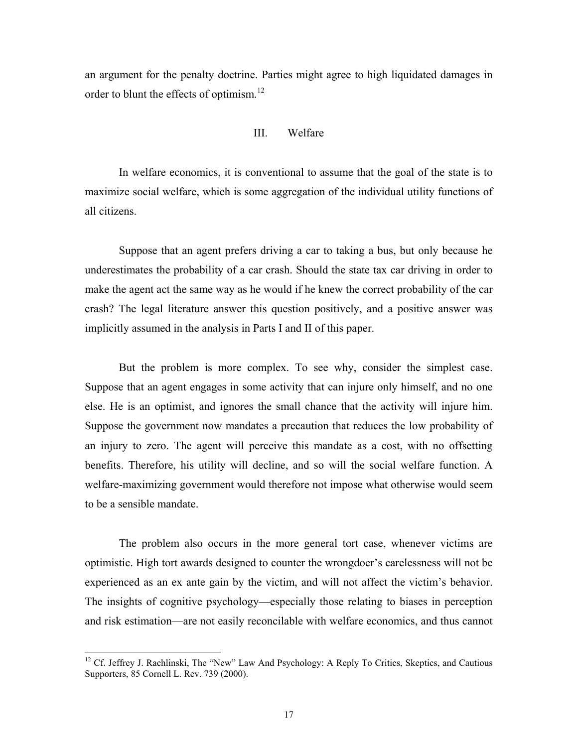an argument for the penalty doctrine. Parties might agree to high liquidated damages in order to blunt the effects of optimism.[12]

## III. Welfare

In welfare economics, it is conventional to assume that the goal of the state is to maximize social welfare, which is some aggregation of the individual utility functions of all citizens.

Suppose that an agent prefers driving a car to taking a bus, but only because he underestimates the probability of a car crash. Should the state tax car driving in order to make the agent act the same way as he would if he knew the correct probability of the car crash? The legal literature answer this question positively, and a positive answer was implicitly assumed in the analysis in Parts I and II of this paper.

But the problem is more complex. To see why, consider the simplest case. Suppose that an agent engages in some activity that can injure only himself, and no one else. He is an optimist, and ignores the small chance that the activity will injure him. Suppose the government now mandates a precaution that reduces the low probability of an injury to zero. The agent will perceive this mandate as a cost, with no offsetting benefits. Therefore, his utility will decline, and so will the social welfare function. A welfare-maximizing government would therefore not impose what otherwise would seem to be a sensible mandate.

The problem also occurs in the more general tort case, whenever victims are optimistic. High tort awards designed to counter the wrongdoer's carelessness will not be experienced as an ex ante gain by the victim, and will not affect the victim's behavior. The insights of cognitive psychology—especially those relating to biases in perception and risk estimation—are not easily reconcilable with welfare economics, and thus cannot

---

[12] Cf. Jeffrey J. Rachlinski, The "New" Law And Psychology: A Reply To Critics, Skeptics, and Cautious Supporters, 85 Cornell L. Rev. 739 (2000).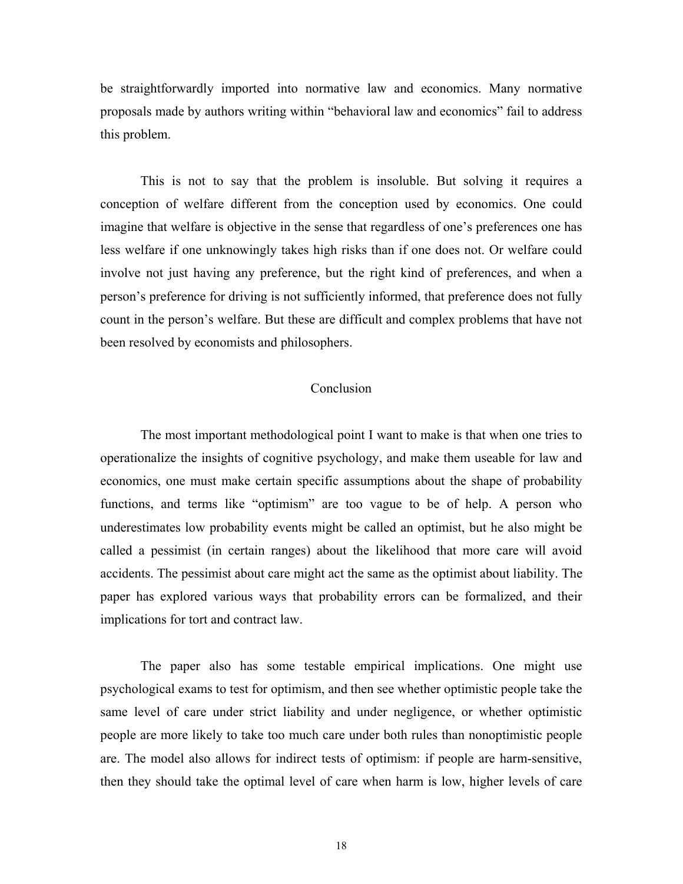be straightforwardly imported into normative law and economics. Many normative proposals made by authors writing within "behavioral law and economics" fail to address this problem.

This is not to say that the problem is insoluble. But solving it requires a conception of welfare different from the conception used by economics. One could imagine that welfare is objective in the sense that regardless of one's preferences one has less welfare if one unknowingly takes high risks than if one does not. Or welfare could involve not just having any preference, but the right kind of preferences, and when a person's preference for driving is not sufficiently informed, that preference does not fully count in the person's welfare. But these are difficult and complex problems that have not been resolved by economists and philosophers.

## Conclusion

The most important methodological point I want to make is that when one tries to operationalize the insights of cognitive psychology, and make them useable for law and economics, one must make certain specific assumptions about the shape of probability functions, and terms like "optimism" are too vague to be of help. A person who underestimates low probability events might be called an optimist, but he also might be called a pessimist (in certain ranges) about the likelihood that more care will avoid accidents. The pessimist about care might act the same as the optimist about liability. The paper has explored various ways that probability errors can be formalized, and their implications for tort and contract law.

The paper also has some testable empirical implications. One might use psychological exams to test for optimism, and then see whether optimistic people take the same level of care under strict liability and under negligence, or whether optimistic people are more likely to take too much care under both rules than nonoptimistic people are. The model also allows for indirect tests of optimism: if people are harm-sensitive, then they should take the optimal level of care when harm is low, higher levels of care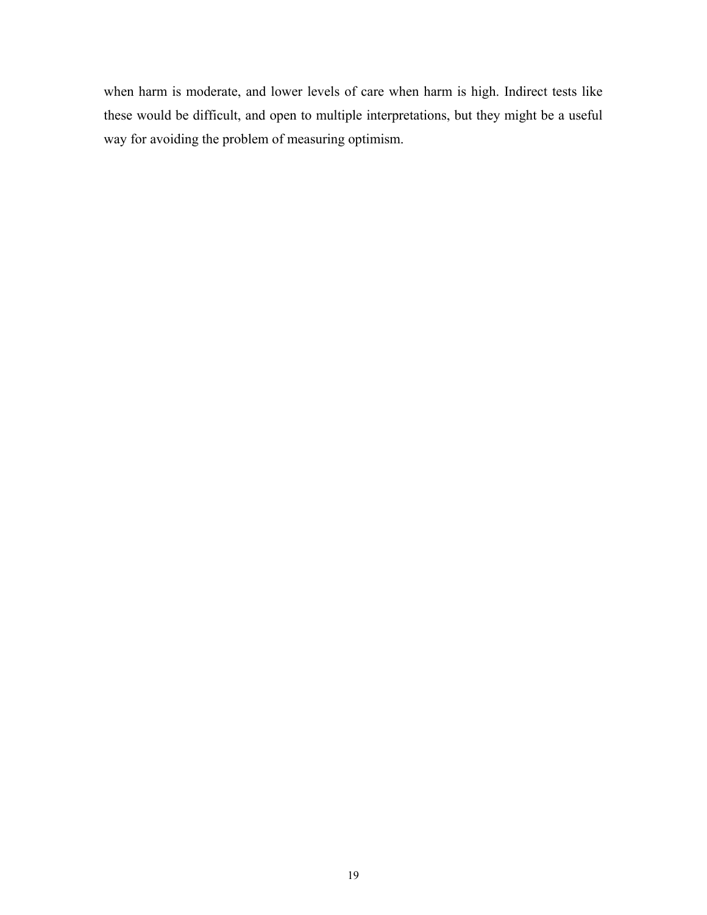when harm is moderate, and lower levels of care when harm is high. Indirect tests like these would be difficult, and open to multiple interpretations, but they might be a useful way for avoiding the problem of measuring optimism.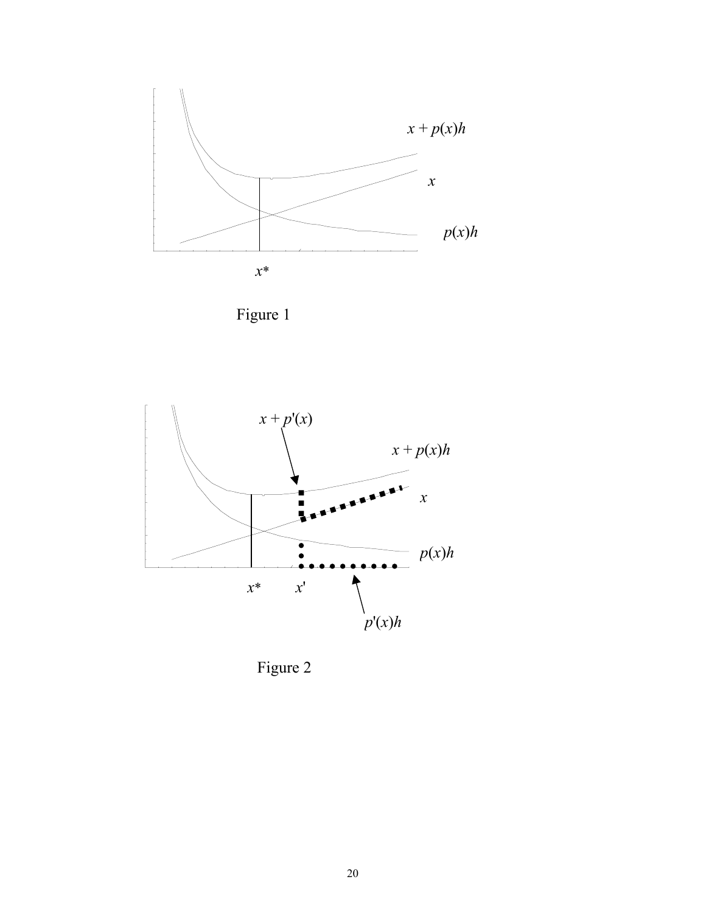Figure 1

Figure 2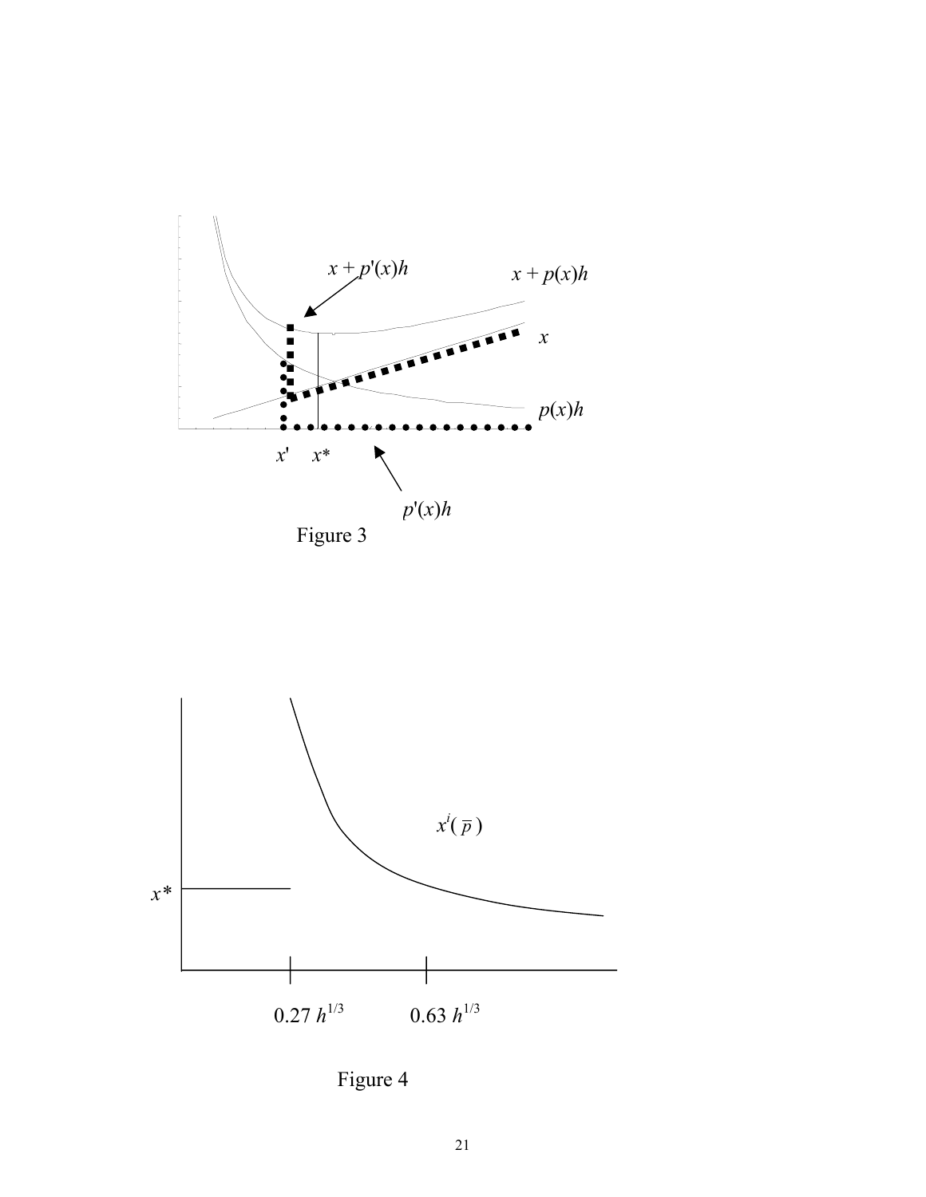$x + p'(x)h$

$x + p(x)h$

$x$

$p(x)h$

$x'$ $x^*$

$p'(x)h$

Figure 3

$x^i(\bar{p})$

$x^*$

$0.27\ h^{1/3}$ $0.63\ h^{1/3}$

Figure 4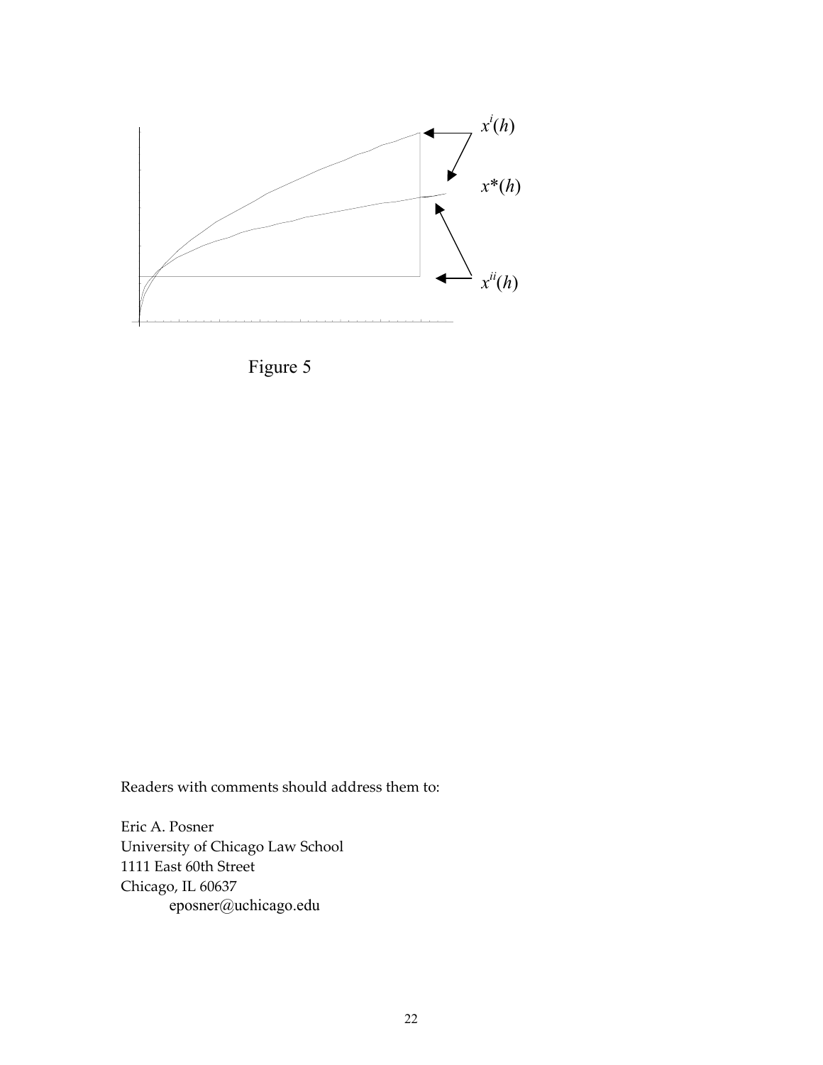$x^i(h)$

$x^*(h)$

$x^{ii}(h)$

Figure 5

Readers with comments should address them to:

Eric A. Posner  
University of Chicago Law School  
1111 East 60th Street  
Chicago, IL 60637  
eposner@uchicago.edu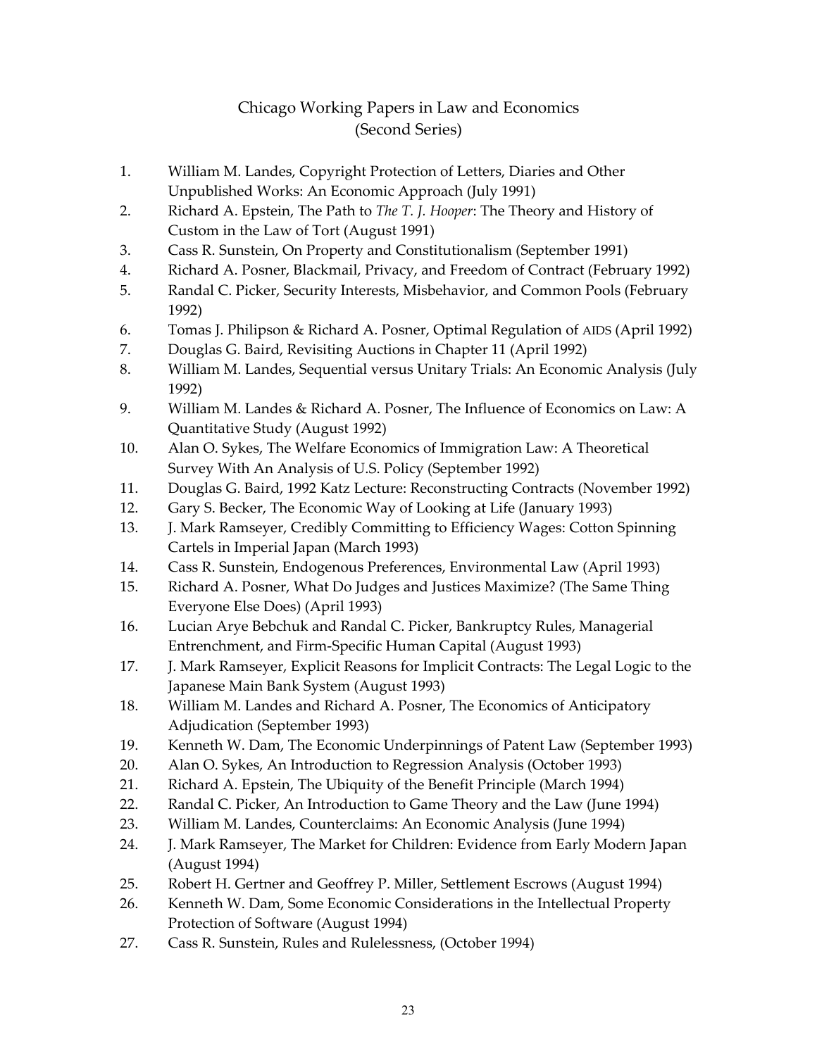# Chicago Working Papers in Law and Economics (Second Series)

1. William M. Landes, Copyright Protection of Letters, Diaries and Other Unpublished Works: An Economic Approach (July 1991)
2. Richard A. Epstein, The Path to *The T. J. Hooper*: The Theory and History of Custom in the Law of Tort (August 1991)
3. Cass R. Sunstein, On Property and Constitutionalism (September 1991)
4. Richard A. Posner, Blackmail, Privacy, and Freedom of Contract (February 1992)
5. Randal C. Picker, Security Interests, Misbehavior, and Common Pools (February 1992)
6. Tomas J. Philipson & Richard A. Posner, Optimal Regulation of AIDS (April 1992)
7. Douglas G. Baird, Revisiting Auctions in Chapter 11 (April 1992)
8. William M. Landes, Sequential versus Unitary Trials: An Economic Analysis (July 1992)
9. William M. Landes & Richard A. Posner, The Influence of Economics on Law: A Quantitative Study (August 1992)
10. Alan O. Sykes, The Welfare Economics of Immigration Law: A Theoretical Survey With An Analysis of U.S. Policy (September 1992)
11. Douglas G. Baird, 1992 Katz Lecture: Reconstructing Contracts (November 1992)
12. Gary S. Becker, The Economic Way of Looking at Life (January 1993)
13. J. Mark Ramseyer, Credibly Committing to Efficiency Wages: Cotton Spinning Cartels in Imperial Japan (March 1993)
14. Cass R. Sunstein, Endogenous Preferences, Environmental Law (April 1993)
15. Richard A. Posner, What Do Judges and Justices Maximize? (The Same Thing Everyone Else Does) (April 1993)
16. Lucian Arye Bebchuk and Randal C. Picker, Bankruptcy Rules, Managerial Entrenchment, and Firm-Specific Human Capital (August 1993)
17. J. Mark Ramseyer, Explicit Reasons for Implicit Contracts: The Legal Logic to the Japanese Main Bank System (August 1993)
18. William M. Landes and Richard A. Posner, The Economics of Anticipatory Adjudication (September 1993)
19. Kenneth W. Dam, The Economic Underpinnings of Patent Law (September 1993)
20. Alan O. Sykes, An Introduction to Regression Analysis (October 1993)
21. Richard A. Epstein, The Ubiquity of the Benefit Principle (March 1994)
22. Randal C. Picker, An Introduction to Game Theory and the Law (June 1994)
23. William M. Landes, Counterclaims: An Economic Analysis (June 1994)
24. J. Mark Ramseyer, The Market for Children: Evidence from Early Modern Japan (August 1994)
25. Robert H. Gertner and Geoffrey P. Miller, Settlement Escrows (August 1994)
26. Kenneth W. Dam, Some Economic Considerations in the Intellectual Property Protection of Software (August 1994)
27. Cass R. Sunstein, Rules and Rulelessness, (October 1994)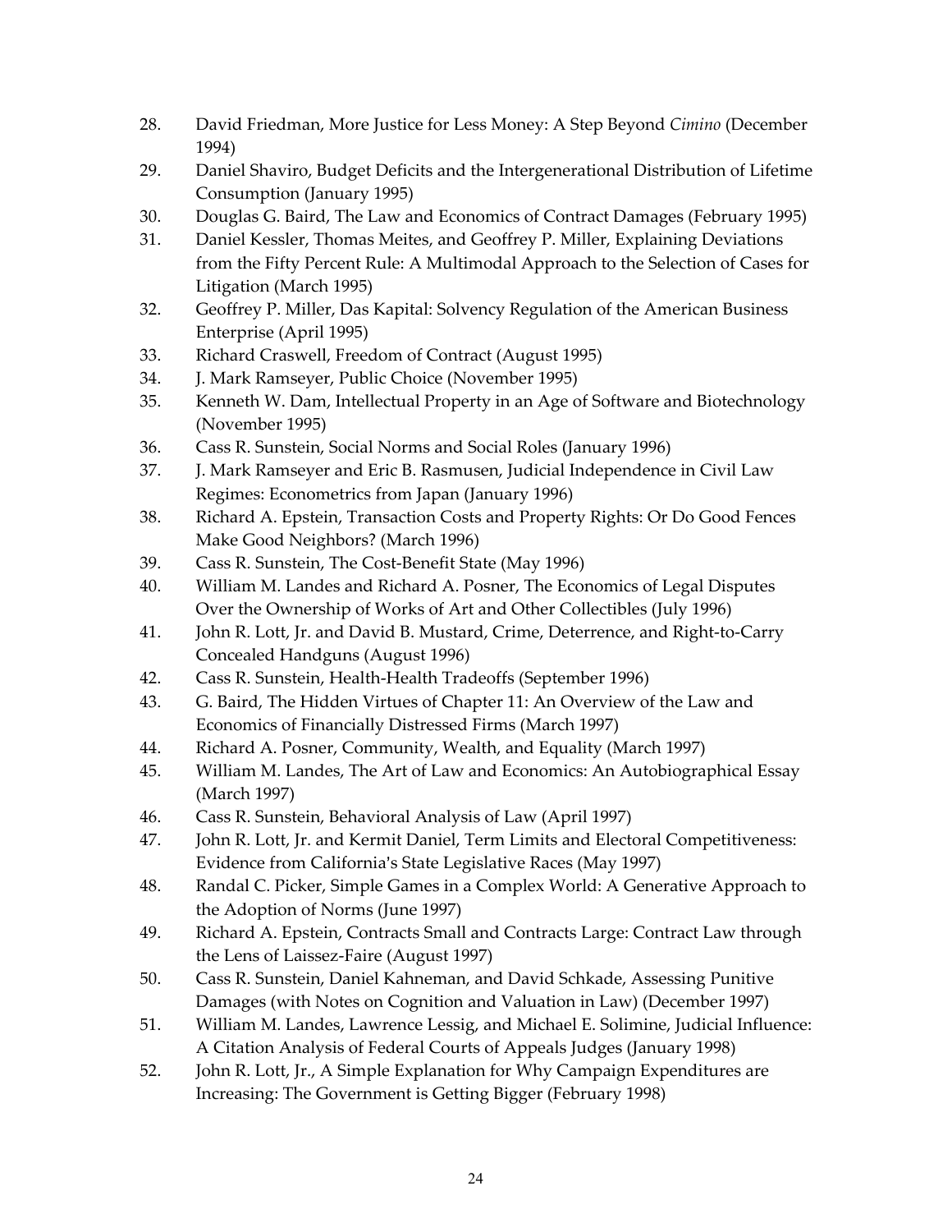28. David Friedman, More Justice for Less Money: A Step Beyond *Cimino* (December 1994)
29. Daniel Shaviro, Budget Deficits and the Intergenerational Distribution of Lifetime Consumption (January 1995)
30. Douglas G. Baird, The Law and Economics of Contract Damages (February 1995)
31. Daniel Kessler, Thomas Meites, and Geoffrey P. Miller, Explaining Deviations from the Fifty Percent Rule: A Multimodal Approach to the Selection of Cases for Litigation (March 1995)
32. Geoffrey P. Miller, Das Kapital: Solvency Regulation of the American Business Enterprise (April 1995)
33. Richard Craswell, Freedom of Contract (August 1995)
34. J. Mark Ramseyer, Public Choice (November 1995)
35. Kenneth W. Dam, Intellectual Property in an Age of Software and Biotechnology (November 1995)
36. Cass R. Sunstein, Social Norms and Social Roles (January 1996)
37. J. Mark Ramseyer and Eric B. Rasmusen, Judicial Independence in Civil Law Regimes: Econometrics from Japan (January 1996)
38. Richard A. Epstein, Transaction Costs and Property Rights: Or Do Good Fences Make Good Neighbors? (March 1996)
39. Cass R. Sunstein, The Cost-Benefit State (May 1996)
40. William M. Landes and Richard A. Posner, The Economics of Legal Disputes Over the Ownership of Works of Art and Other Collectibles (July 1996)
41. John R. Lott, Jr. and David B. Mustard, Crime, Deterrence, and Right-to-Carry Concealed Handguns (August 1996)
42. Cass R. Sunstein, Health-Health Tradeoffs (September 1996)
43. G. Baird, The Hidden Virtues of Chapter 11: An Overview of the Law and Economics of Financially Distressed Firms (March 1997)
44. Richard A. Posner, Community, Wealth, and Equality (March 1997)
45. William M. Landes, The Art of Law and Economics: An Autobiographical Essay (March 1997)
46. Cass R. Sunstein, Behavioral Analysis of Law (April 1997)
47. John R. Lott, Jr. and Kermit Daniel, Term Limits and Electoral Competitiveness: Evidence from California's State Legislative Races (May 1997)
48. Randal C. Picker, Simple Games in a Complex World: A Generative Approach to the Adoption of Norms (June 1997)
49. Richard A. Epstein, Contracts Small and Contracts Large: Contract Law through the Lens of Laissez-Faire (August 1997)
50. Cass R. Sunstein, Daniel Kahneman, and David Schkade, Assessing Punitive Damages (with Notes on Cognition and Valuation in Law) (December 1997)
51. William M. Landes, Lawrence Lessig, and Michael E. Solimine, Judicial Influence: A Citation Analysis of Federal Courts of Appeals Judges (January 1998)
52. John R. Lott, Jr., A Simple Explanation for Why Campaign Expenditures are Increasing: The Government is Getting Bigger (February 1998)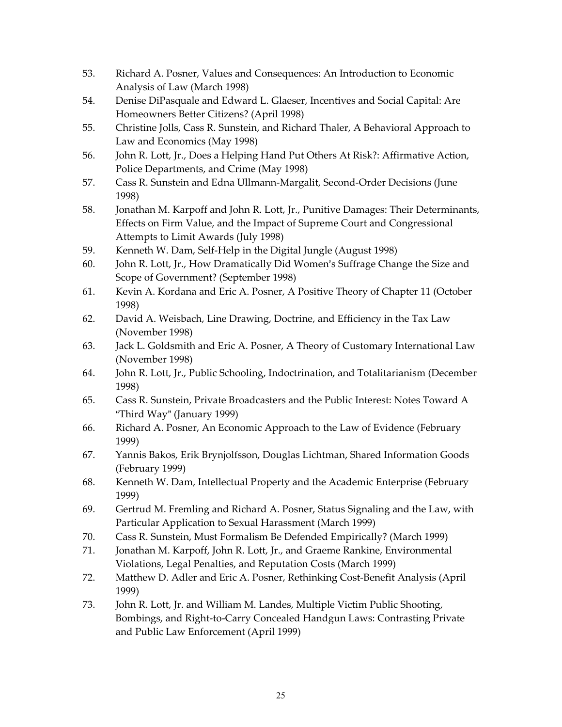53. Richard A. Posner, Values and Consequences: An Introduction to Economic Analysis of Law (March 1998)
54. Denise DiPasquale and Edward L. Glaeser, Incentives and Social Capital: Are Homeowners Better Citizens? (April 1998)
55. Christine Jolls, Cass R. Sunstein, and Richard Thaler, A Behavioral Approach to Law and Economics (May 1998)
56. John R. Lott, Jr., Does a Helping Hand Put Others At Risk?: Affirmative Action, Police Departments, and Crime (May 1998)
57. Cass R. Sunstein and Edna Ullmann-Margalit, Second-Order Decisions (June 1998)
58. Jonathan M. Karpoff and John R. Lott, Jr., Punitive Damages: Their Determinants, Effects on Firm Value, and the Impact of Supreme Court and Congressional Attempts to Limit Awards (July 1998)
59. Kenneth W. Dam, Self-Help in the Digital Jungle (August 1998)
60. John R. Lott, Jr., How Dramatically Did Women's Suffrage Change the Size and Scope of Government? (September 1998)
61. Kevin A. Kordana and Eric A. Posner, A Positive Theory of Chapter 11 (October 1998)
62. David A. Weisbach, Line Drawing, Doctrine, and Efficiency in the Tax Law (November 1998)
63. Jack L. Goldsmith and Eric A. Posner, A Theory of Customary International Law (November 1998)
64. John R. Lott, Jr., Public Schooling, Indoctrination, and Totalitarianism (December 1998)
65. Cass R. Sunstein, Private Broadcasters and the Public Interest: Notes Toward A "Third Way" (January 1999)
66. Richard A. Posner, An Economic Approach to the Law of Evidence (February 1999)
67. Yannis Bakos, Erik Brynjolfsson, Douglas Lichtman, Shared Information Goods (February 1999)
68. Kenneth W. Dam, Intellectual Property and the Academic Enterprise (February 1999)
69. Gertrud M. Fremling and Richard A. Posner, Status Signaling and the Law, with Particular Application to Sexual Harassment (March 1999)
70. Cass R. Sunstein, Must Formalism Be Defended Empirically? (March 1999)
71. Jonathan M. Karpoff, John R. Lott, Jr., and Graeme Rankine, Environmental Violations, Legal Penalties, and Reputation Costs (March 1999)
72. Matthew D. Adler and Eric A. Posner, Rethinking Cost-Benefit Analysis (April 1999)
73. John R. Lott, Jr. and William M. Landes, Multiple Victim Public Shooting, Bombings, and Right-to-Carry Concealed Handgun Laws: Contrasting Private and Public Law Enforcement (April 1999)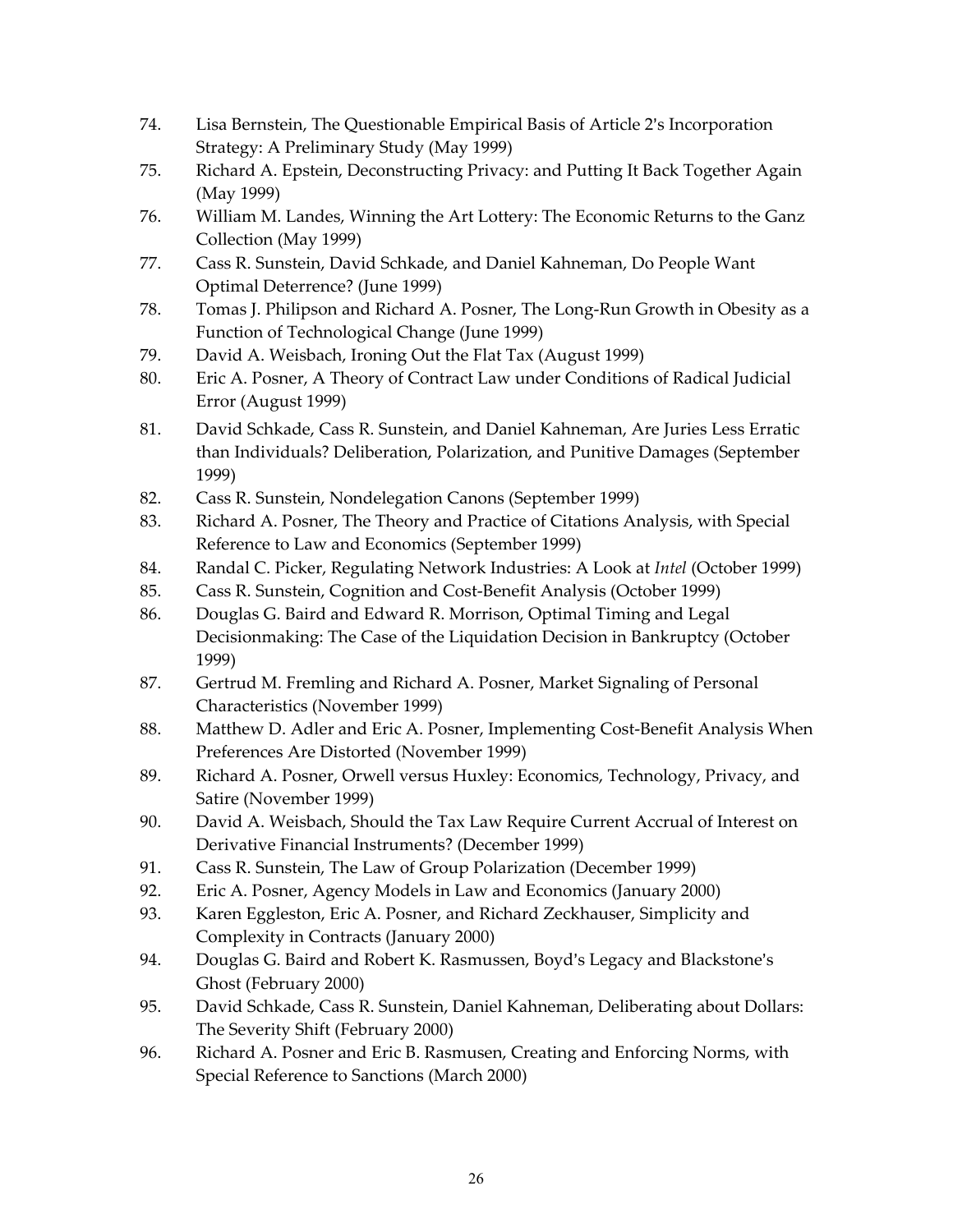74. Lisa Bernstein, The Questionable Empirical Basis of Article 2's Incorporation Strategy: A Preliminary Study (May 1999)
75. Richard A. Epstein, Deconstructing Privacy: and Putting It Back Together Again (May 1999)
76. William M. Landes, Winning the Art Lottery: The Economic Returns to the Ganz Collection (May 1999)
77. Cass R. Sunstein, David Schkade, and Daniel Kahneman, Do People Want Optimal Deterrence? (June 1999)
78. Tomas J. Philipson and Richard A. Posner, The Long-Run Growth in Obesity as a Function of Technological Change (June 1999)
79. David A. Weisbach, Ironing Out the Flat Tax (August 1999)
80. Eric A. Posner, A Theory of Contract Law under Conditions of Radical Judicial Error (August 1999)
81. David Schkade, Cass R. Sunstein, and Daniel Kahneman, Are Juries Less Erratic than Individuals? Deliberation, Polarization, and Punitive Damages (September 1999)
82. Cass R. Sunstein, Nondelegation Canons (September 1999)
83. Richard A. Posner, The Theory and Practice of Citations Analysis, with Special Reference to Law and Economics (September 1999)
84. Randal C. Picker, Regulating Network Industries: A Look at *Intel* (October 1999)
85. Cass R. Sunstein, Cognition and Cost-Benefit Analysis (October 1999)
86. Douglas G. Baird and Edward R. Morrison, Optimal Timing and Legal Decisionmaking: The Case of the Liquidation Decision in Bankruptcy (October 1999)
87. Gertrud M. Fremling and Richard A. Posner, Market Signaling of Personal Characteristics (November 1999)
88. Matthew D. Adler and Eric A. Posner, Implementing Cost-Benefit Analysis When Preferences Are Distorted (November 1999)
89. Richard A. Posner, Orwell versus Huxley: Economics, Technology, Privacy, and Satire (November 1999)
90. David A. Weisbach, Should the Tax Law Require Current Accrual of Interest on Derivative Financial Instruments? (December 1999)
91. Cass R. Sunstein, The Law of Group Polarization (December 1999)
92. Eric A. Posner, Agency Models in Law and Economics (January 2000)
93. Karen Eggleston, Eric A. Posner, and Richard Zeckhauser, Simplicity and Complexity in Contracts (January 2000)
94. Douglas G. Baird and Robert K. Rasmussen, Boyd's Legacy and Blackstone's Ghost (February 2000)
95. David Schkade, Cass R. Sunstein, Daniel Kahneman, Deliberating about Dollars: The Severity Shift (February 2000)
96. Richard A. Posner and Eric B. Rasmusen, Creating and Enforcing Norms, with Special Reference to Sanctions (March 2000)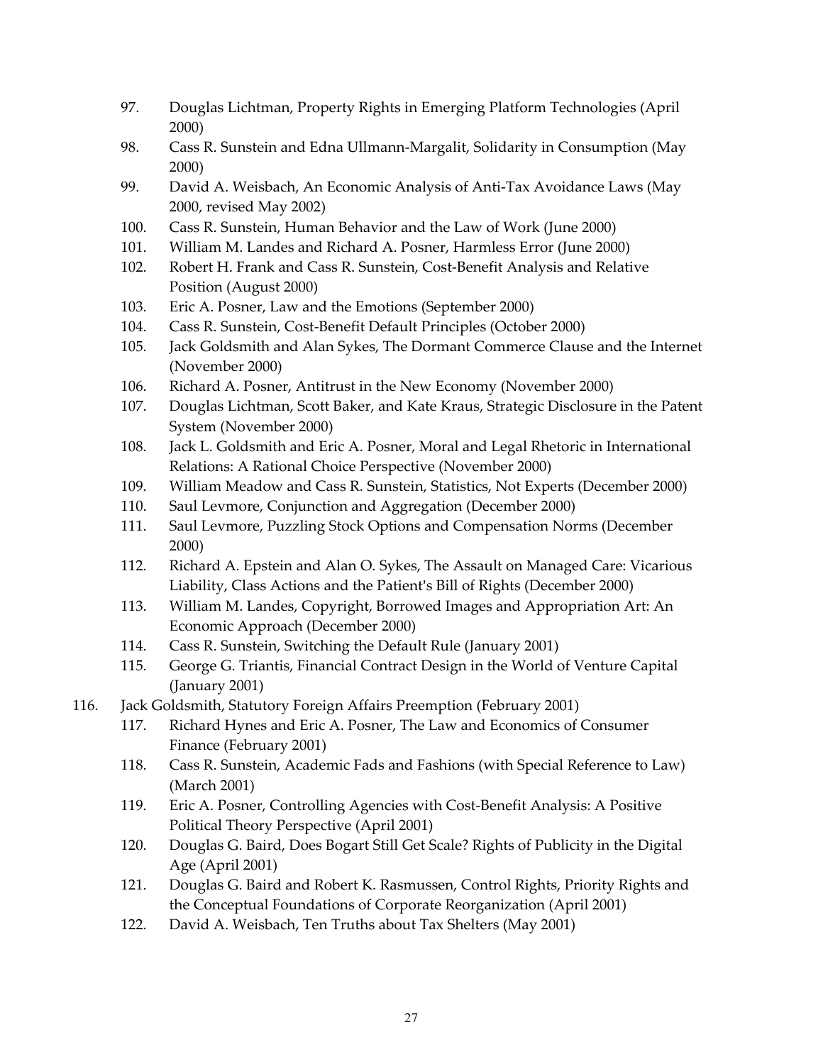97. Douglas Lichtman, Property Rights in Emerging Platform Technologies (April 2000)
98. Cass R. Sunstein and Edna Ullmann-Margalit, Solidarity in Consumption (May 2000)
99. David A. Weisbach, An Economic Analysis of Anti-Tax Avoidance Laws (May 2000, revised May 2002)
100. Cass R. Sunstein, Human Behavior and the Law of Work (June 2000)
101. William M. Landes and Richard A. Posner, Harmless Error (June 2000)
102. Robert H. Frank and Cass R. Sunstein, Cost-Benefit Analysis and Relative Position (August 2000)
103. Eric A. Posner, Law and the Emotions (September 2000)
104. Cass R. Sunstein, Cost-Benefit Default Principles (October 2000)
105. Jack Goldsmith and Alan Sykes, The Dormant Commerce Clause and the Internet (November 2000)
106. Richard A. Posner, Antitrust in the New Economy (November 2000)
107. Douglas Lichtman, Scott Baker, and Kate Kraus, Strategic Disclosure in the Patent System (November 2000)
108. Jack L. Goldsmith and Eric A. Posner, Moral and Legal Rhetoric in International Relations: A Rational Choice Perspective (November 2000)
109. William Meadow and Cass R. Sunstein, Statistics, Not Experts (December 2000)
110. Saul Levmore, Conjunction and Aggregation (December 2000)
111. Saul Levmore, Puzzling Stock Options and Compensation Norms (December 2000)
112. Richard A. Epstein and Alan O. Sykes, The Assault on Managed Care: Vicarious Liability, Class Actions and the Patient's Bill of Rights (December 2000)
113. William M. Landes, Copyright, Borrowed Images and Appropriation Art: An Economic Approach (December 2000)
114. Cass R. Sunstein, Switching the Default Rule (January 2001)
115. George G. Triantis, Financial Contract Design in the World of Venture Capital (January 2001)
116. Jack Goldsmith, Statutory Foreign Affairs Preemption (February 2001)
117. Richard Hynes and Eric A. Posner, The Law and Economics of Consumer Finance (February 2001)
118. Cass R. Sunstein, Academic Fads and Fashions (with Special Reference to Law) (March 2001)
119. Eric A. Posner, Controlling Agencies with Cost-Benefit Analysis: A Positive Political Theory Perspective (April 2001)
120. Douglas G. Baird, Does Bogart Still Get Scale? Rights of Publicity in the Digital Age (April 2001)
121. Douglas G. Baird and Robert K. Rasmussen, Control Rights, Priority Rights and the Conceptual Foundations of Corporate Reorganization (April 2001)
122. David A. Weisbach, Ten Truths about Tax Shelters (May 2001)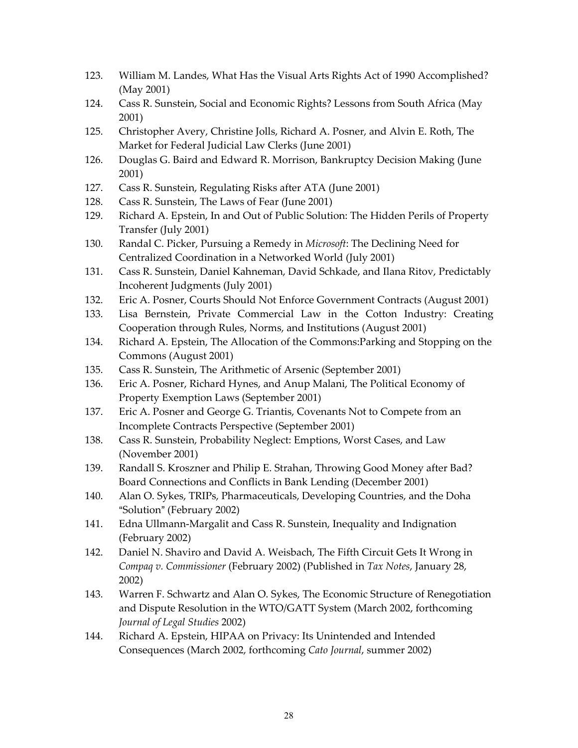123. William M. Landes, What Has the Visual Arts Rights Act of 1990 Accomplished? (May 2001)
124. Cass R. Sunstein, Social and Economic Rights? Lessons from South Africa (May 2001)
125. Christopher Avery, Christine Jolls, Richard A. Posner, and Alvin E. Roth, The Market for Federal Judicial Law Clerks (June 2001)
126. Douglas G. Baird and Edward R. Morrison, Bankruptcy Decision Making (June 2001)
127. Cass R. Sunstein, Regulating Risks after ATA (June 2001)
128. Cass R. Sunstein, The Laws of Fear (June 2001)
129. Richard A. Epstein, In and Out of Public Solution: The Hidden Perils of Property Transfer (July 2001)
130. Randal C. Picker, Pursuing a Remedy in *Microsoft*: The Declining Need for Centralized Coordination in a Networked World (July 2001)
131. Cass R. Sunstein, Daniel Kahneman, David Schkade, and Ilana Ritov, Predictably Incoherent Judgments (July 2001)
132. Eric A. Posner, Courts Should Not Enforce Government Contracts (August 2001)
133. Lisa Bernstein, Private Commercial Law in the Cotton Industry: Creating Cooperation through Rules, Norms, and Institutions (August 2001)
134. Richard A. Epstein, The Allocation of the Commons:Parking and Stopping on the Commons (August 2001)
135. Cass R. Sunstein, The Arithmetic of Arsenic (September 2001)
136. Eric A. Posner, Richard Hynes, and Anup Malani, The Political Economy of Property Exemption Laws (September 2001)
137. Eric A. Posner and George G. Triantis, Covenants Not to Compete from an Incomplete Contracts Perspective (September 2001)
138. Cass R. Sunstein, Probability Neglect: Emptions, Worst Cases, and Law (November 2001)
139. Randall S. Kroszner and Philip E. Strahan, Throwing Good Money after Bad? Board Connections and Conflicts in Bank Lending (December 2001)
140. Alan O. Sykes, TRIPs, Pharmaceuticals, Developing Countries, and the Doha "Solution" (February 2002)
141. Edna Ullmann-Margalit and Cass R. Sunstein, Inequality and Indignation (February 2002)
142. Daniel N. Shaviro and David A. Weisbach, The Fifth Circuit Gets It Wrong in *Compaq v. Commissioner* (February 2002) (Published in *Tax Notes*, January 28, 2002)
143. Warren F. Schwartz and Alan O. Sykes, The Economic Structure of Renegotiation and Dispute Resolution in the WTO/GATT System (March 2002, forthcoming *Journal of Legal Studies* 2002)
144. Richard A. Epstein, HIPAA on Privacy: Its Unintended and Intended Consequences (March 2002, forthcoming *Cato Journal*, summer 2002)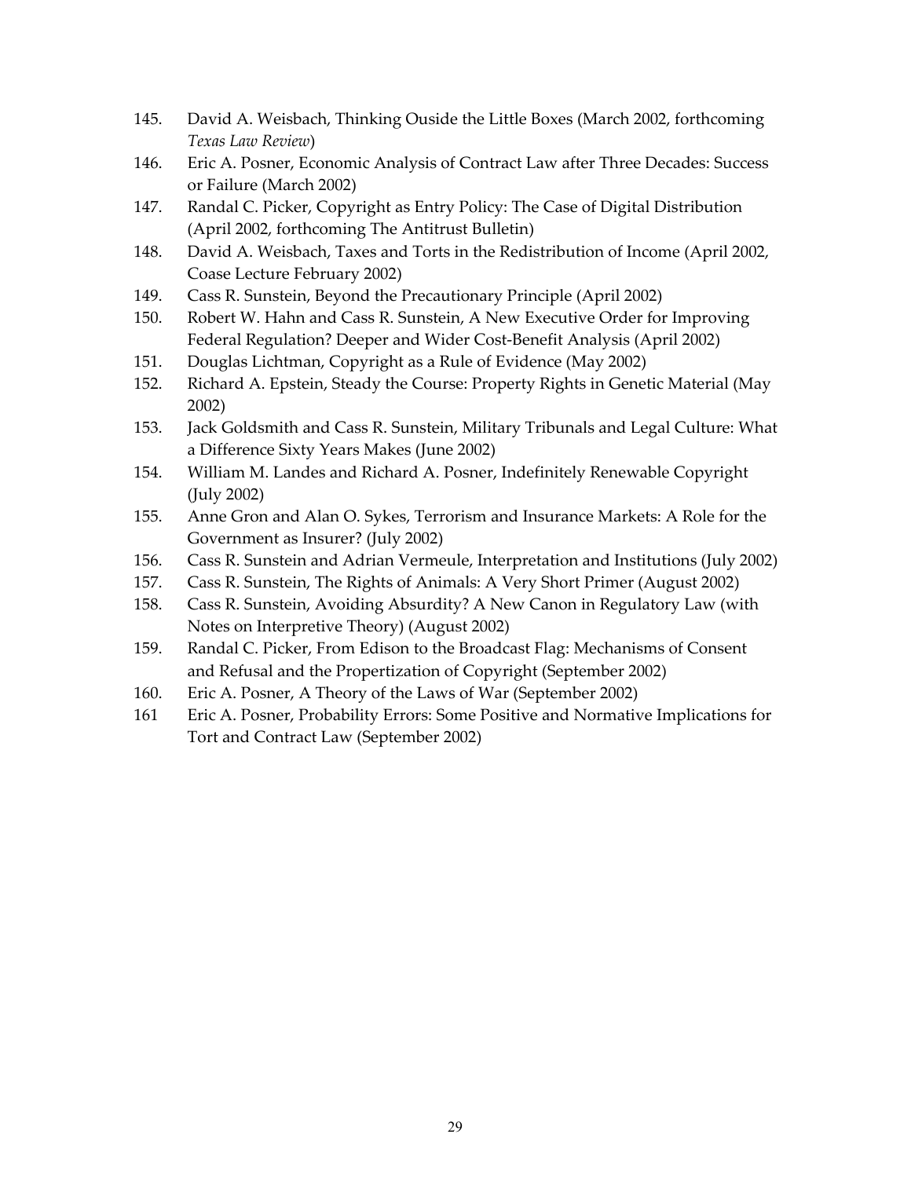145. David A. Weisbach, Thinking Ouside the Little Boxes (March 2002, forthcoming *Texas Law Review*)
146. Eric A. Posner, Economic Analysis of Contract Law after Three Decades: Success or Failure (March 2002)
147. Randal C. Picker, Copyright as Entry Policy: The Case of Digital Distribution (April 2002, forthcoming The Antitrust Bulletin)
148. David A. Weisbach, Taxes and Torts in the Redistribution of Income (April 2002, Coase Lecture February 2002)
149. Cass R. Sunstein, Beyond the Precautionary Principle (April 2002)
150. Robert W. Hahn and Cass R. Sunstein, A New Executive Order for Improving Federal Regulation? Deeper and Wider Cost-Benefit Analysis (April 2002)
151. Douglas Lichtman, Copyright as a Rule of Evidence (May 2002)
152. Richard A. Epstein, Steady the Course: Property Rights in Genetic Material (May 2002)
153. Jack Goldsmith and Cass R. Sunstein, Military Tribunals and Legal Culture: What a Difference Sixty Years Makes (June 2002)
154. William M. Landes and Richard A. Posner, Indefinitely Renewable Copyright (July 2002)
155. Anne Gron and Alan O. Sykes, Terrorism and Insurance Markets: A Role for the Government as Insurer? (July 2002)
156. Cass R. Sunstein and Adrian Vermeule, Interpretation and Institutions (July 2002)
157. Cass R. Sunstein, The Rights of Animals: A Very Short Primer (August 2002)
158. Cass R. Sunstein, Avoiding Absurdity? A New Canon in Regulatory Law (with Notes on Interpretive Theory) (August 2002)
159. Randal C. Picker, From Edison to the Broadcast Flag: Mechanisms of Consent and Refusal and the Propertization of Copyright (September 2002)
160. Eric A. Posner, A Theory of the Laws of War (September 2002)
161 Eric A. Posner, Probability Errors: Some Positive and Normative Implications for Tort and Contract Law (September 2002)